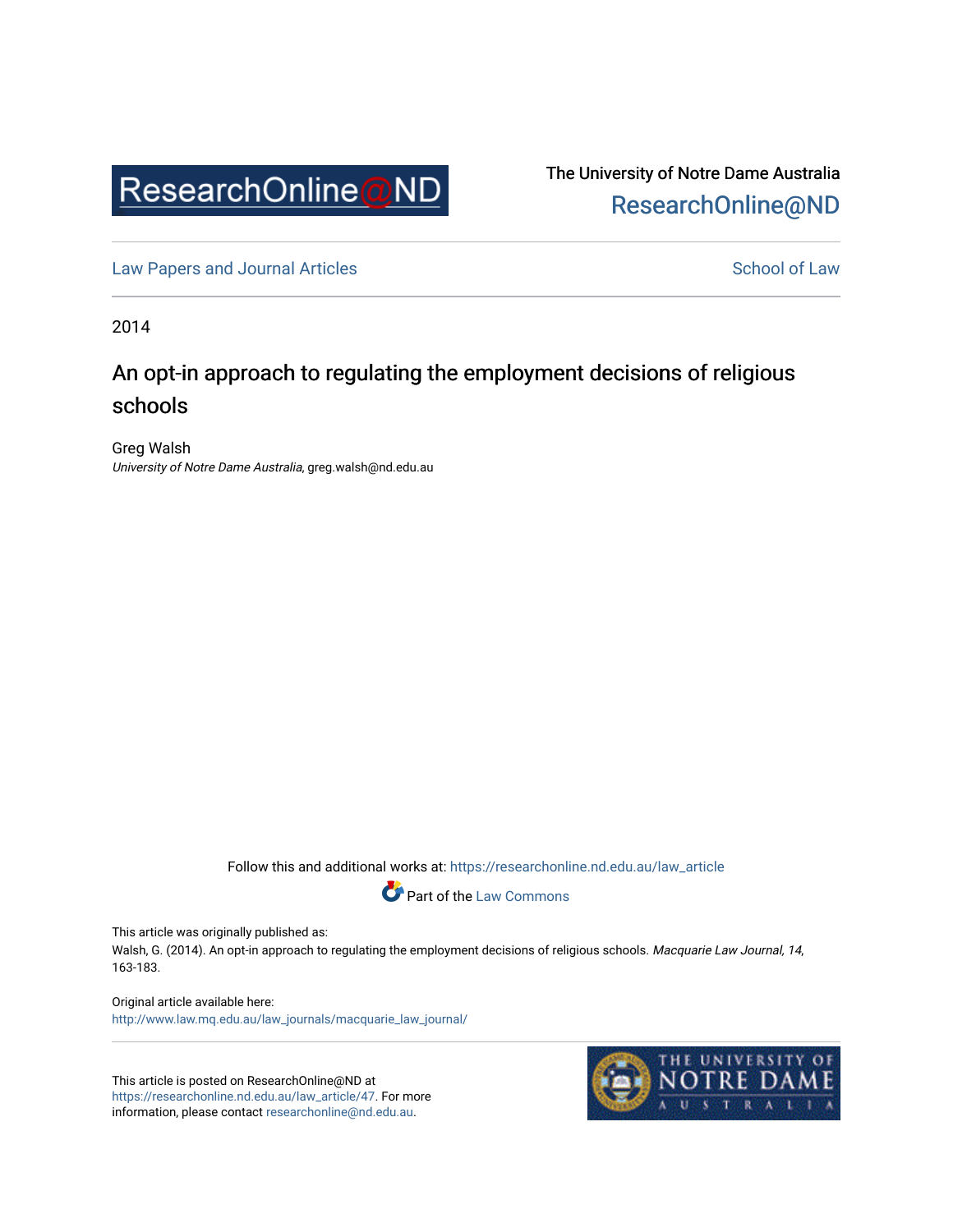The University of Notre Dame Australia
ResearchOnline@ND

Law Papers and Journal Articles School of Law

2014

# An opt-in approach to regulating the employment decisions of religious schools

Greg Walsh
*University of Notre Dame Australia*, greg.walsh@nd.edu.au

Follow this and additional works at: https://researchonline.nd.edu.au/law_article

Part of the Law Commons

This article was originally published as:
Walsh, G. (2014). An opt-in approach to regulating the employment decisions of religious schools. *Macquarie Law Journal, 14*, 163-183.

Original article available here:
http://www.law.mq.edu.au/law_journals/macquarie_law_journal/

This article is posted on ResearchOnline@ND at https://researchonline.nd.edu.au/law_article/47. For more information, please contact researchonline@nd.edu.au.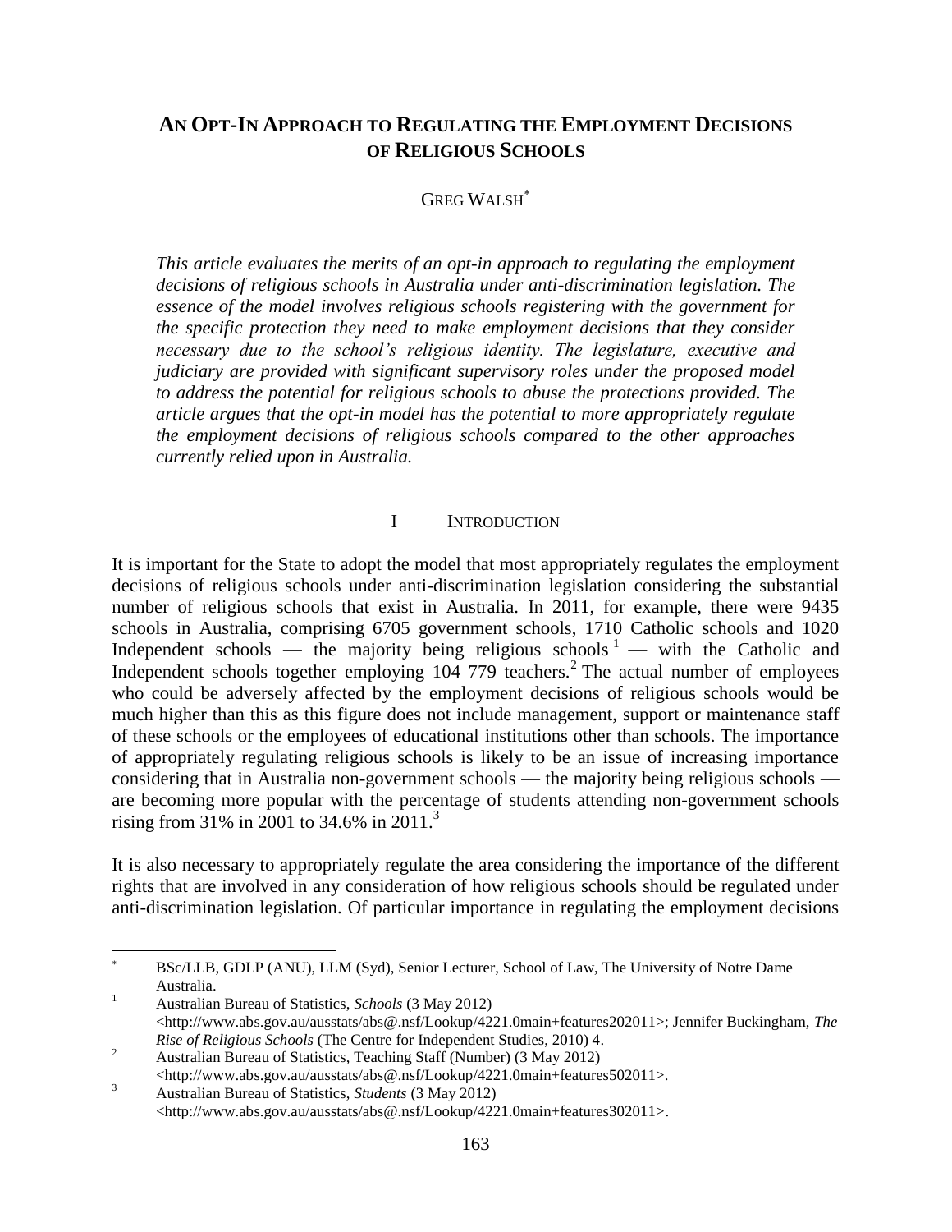# An Opt-In Approach to Regulating the Employment Decisions of Religious Schools

Greg Walsh[*]

*This article evaluates the merits of an opt-in approach to regulating the employment decisions of religious schools in Australia under anti-discrimination legislation. The essence of the model involves religious schools registering with the government for the specific protection they need to make employment decisions that they consider necessary due to the school's religious identity. The legislature, executive and judiciary are provided with significant supervisory roles under the proposed model to address the potential for religious schools to abuse the protections provided. The article argues that the opt-in model has the potential to more appropriately regulate the employment decisions of religious schools compared to the other approaches currently relied upon in Australia.*

## I Introduction

It is important for the State to adopt the model that most appropriately regulates the employment decisions of religious schools under anti-discrimination legislation considering the substantial number of religious schools that exist in Australia. In 2011, for example, there were 9435 schools in Australia, comprising 6705 government schools, 1710 Catholic schools and 1020 Independent schools — the majority being religious schools[1] — with the Catholic and Independent schools together employing 104 779 teachers.[2] The actual number of employees who could be adversely affected by the employment decisions of religious schools would be much higher than this as this figure does not include management, support or maintenance staff of these schools or the employees of educational institutions other than schools. The importance of appropriately regulating religious schools is likely to be an issue of increasing importance considering that in Australia non-government schools — the majority being religious schools — are becoming more popular with the percentage of students attending non-government schools rising from 31% in 2001 to 34.6% in 2011.[3]

It is also necessary to appropriately regulate the area considering the importance of the different rights that are involved in any consideration of how religious schools should be regulated under anti-discrimination legislation. Of particular importance in regulating the employment decisions

---

[*] BSc/LLB, GDLP (ANU), LLM (Syd), Senior Lecturer, School of Law, The University of Notre Dame Australia.

[1] Australian Bureau of Statistics, *Schools* (3 May 2012) <http://www.abs.gov.au/ausstats/abs@.nsf/Lookup/4221.0main+features202011>; Jennifer Buckingham, *The Rise of Religious Schools* (The Centre for Independent Studies, 2010) 4.

[2] Australian Bureau of Statistics, Teaching Staff (Number) (3 May 2012) <http://www.abs.gov.au/ausstats/abs@.nsf/Lookup/4221.0main+features502011>.

[3] Australian Bureau of Statistics, *Students* (3 May 2012) <http://www.abs.gov.au/ausstats/abs@.nsf/Lookup/4221.0main+features302011>.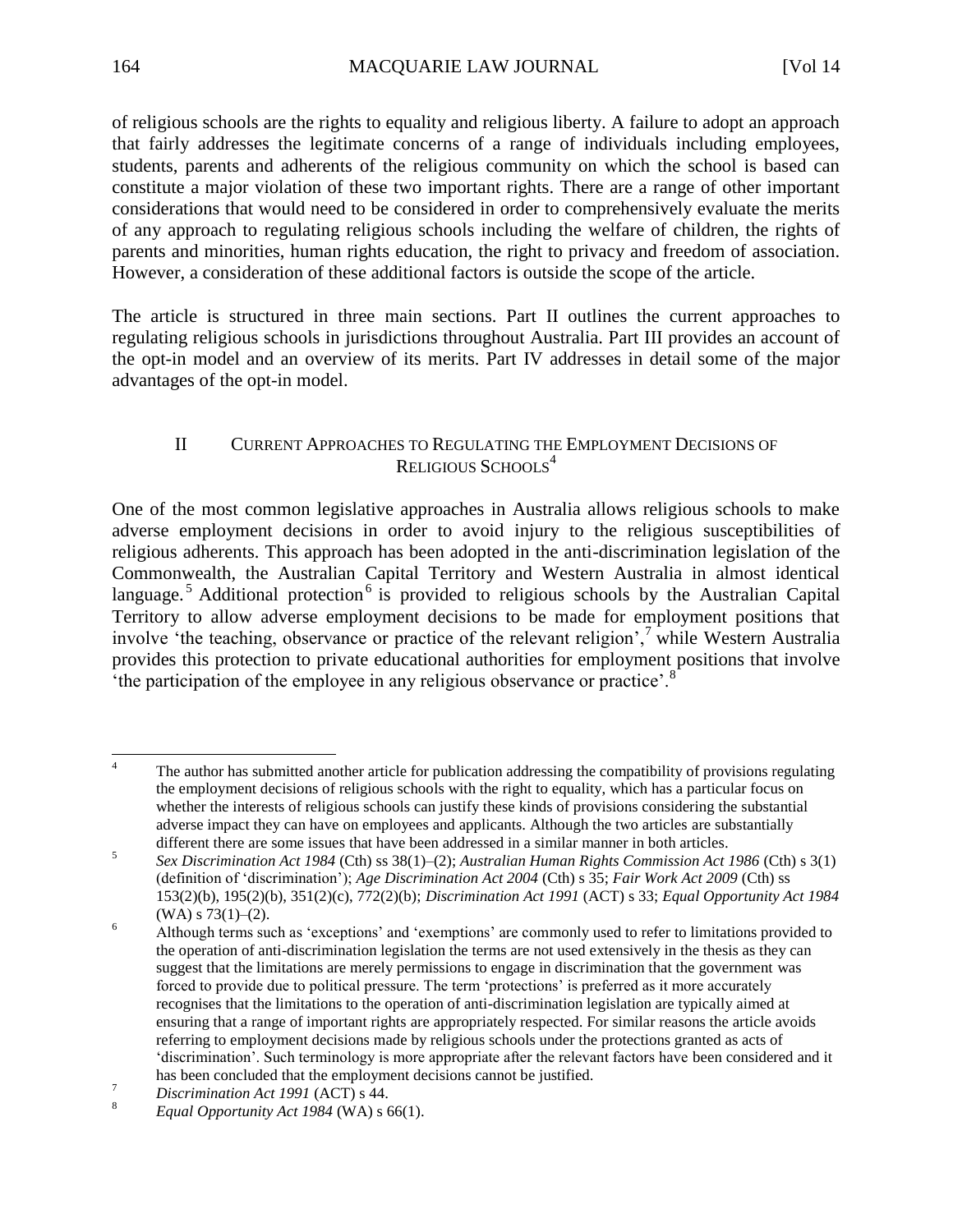of religious schools are the rights to equality and religious liberty. A failure to adopt an approach that fairly addresses the legitimate concerns of a range of individuals including employees, students, parents and adherents of the religious community on which the school is based can constitute a major violation of these two important rights. There are a range of other important considerations that would need to be considered in order to comprehensively evaluate the merits of any approach to regulating religious schools including the welfare of children, the rights of parents and minorities, human rights education, the right to privacy and freedom of association. However, a consideration of these additional factors is outside the scope of the article.

The article is structured in three main sections. Part II outlines the current approaches to regulating religious schools in jurisdictions throughout Australia. Part III provides an account of the opt-in model and an overview of its merits. Part IV addresses in detail some of the major advantages of the opt-in model.

## II CURRENT APPROACHES TO REGULATING THE EMPLOYMENT DECISIONS OF RELIGIOUS SCHOOLS[4]

One of the most common legislative approaches in Australia allows religious schools to make adverse employment decisions in order to avoid injury to the religious susceptibilities of religious adherents. This approach has been adopted in the anti-discrimination legislation of the Commonwealth, the Australian Capital Territory and Western Australia in almost identical language.[5] Additional protection[6] is provided to religious schools by the Australian Capital Territory to allow adverse employment decisions to be made for employment positions that involve 'the teaching, observance or practice of the relevant religion',[7] while Western Australia provides this protection to private educational authorities for employment positions that involve 'the participation of the employee in any religious observance or practice'.[8]

---

[4] The author has submitted another article for publication addressing the compatibility of provisions regulating the employment decisions of religious schools with the right to equality, which has a particular focus on whether the interests of religious schools can justify these kinds of provisions considering the substantial adverse impact they can have on employees and applicants. Although the two articles are substantially different there are some issues that have been addressed in a similar manner in both articles.

[5] *Sex Discrimination Act 1984* (Cth) ss 38(1)–(2); *Australian Human Rights Commission Act 1986* (Cth) s 3(1) (definition of 'discrimination'); *Age Discrimination Act 2004* (Cth) s 35; *Fair Work Act 2009* (Cth) ss 153(2)(b), 195(2)(b), 351(2)(c), 772(2)(b); *Discrimination Act 1991* (ACT) s 33; *Equal Opportunity Act 1984* (WA) s 73(1)–(2).

[6] Although terms such as 'exceptions' and 'exemptions' are commonly used to refer to limitations provided to the operation of anti-discrimination legislation the terms are not used extensively in the thesis as they can suggest that the limitations are merely permissions to engage in discrimination that the government was forced to provide due to political pressure. The term 'protections' is preferred as it more accurately recognises that the limitations to the operation of anti-discrimination legislation are typically aimed at ensuring that a range of important rights are appropriately respected. For similar reasons the article avoids referring to employment decisions made by religious schools under the protections granted as acts of 'discrimination'. Such terminology is more appropriate after the relevant factors have been considered and it has been concluded that the employment decisions cannot be justified.

[7] *Discrimination Act 1991* (ACT) s 44.

[8] *Equal Opportunity Act 1984* (WA) s 66(1).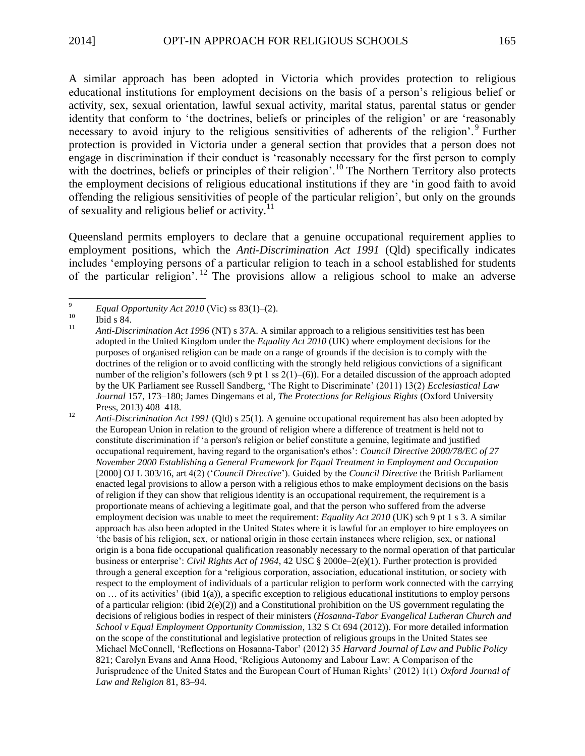A similar approach has been adopted in Victoria which provides protection to religious educational institutions for employment decisions on the basis of a person's religious belief or activity, sex, sexual orientation, lawful sexual activity, marital status, parental status or gender identity that conform to 'the doctrines, beliefs or principles of the religion' or are 'reasonably necessary to avoid injury to the religious sensitivities of adherents of the religion'.[9] Further protection is provided in Victoria under a general section that provides that a person does not engage in discrimination if their conduct is 'reasonably necessary for the first person to comply with the doctrines, beliefs or principles of their religion'.[10] The Northern Territory also protects the employment decisions of religious educational institutions if they are 'in good faith to avoid offending the religious sensitivities of people of the particular religion', but only on the grounds of sexuality and religious belief or activity.[11]

Queensland permits employers to declare that a genuine occupational requirement applies to employment positions, which the *Anti-Discrimination Act 1991* (Qld) specifically indicates includes 'employing persons of a particular religion to teach in a school established for students of the particular religion'.[12] The provisions allow a religious school to make an adverse

---

[9] *Equal Opportunity Act 2010* (Vic) ss 83(1)–(2).

[10] Ibid s 84.

[11] *Anti-Discrimination Act 1996* (NT) s 37A. A similar approach to a religious sensitivities test has been adopted in the United Kingdom under the *Equality Act 2010* (UK) where employment decisions for the purposes of organised religion can be made on a range of grounds if the decision is to comply with the doctrines of the religion or to avoid conflicting with the strongly held religious convictions of a significant number of the religion's followers (sch 9 pt 1 ss 2(1)–(6)). For a detailed discussion of the approach adopted by the UK Parliament see Russell Sandberg, 'The Right to Discriminate' (2011) 13(2) *Ecclesiastical Law Journal* 157, 173–180; James Dingemans et al, *The Protections for Religious Rights* (Oxford University Press, 2013) 408–418.

[12] *Anti-Discrimination Act 1991* (Qld) s 25(1). A genuine occupational requirement has also been adopted by the European Union in relation to the ground of religion where a difference of treatment is held not to constitute discrimination if 'a person's religion or belief constitute a genuine, legitimate and justified occupational requirement, having regard to the organisation's ethos': *Council Directive 2000/78/EC of 27 November 2000 Establishing a General Framework for Equal Treatment in Employment and Occupation* [2000] OJ L 303/16, art 4(2) ('*Council Directive*'). Guided by the *Council Directive* the British Parliament enacted legal provisions to allow a person with a religious ethos to make employment decisions on the basis of religion if they can show that religious identity is an occupational requirement, the requirement is a proportionate means of achieving a legitimate goal, and that the person who suffered from the adverse employment decision was unable to meet the requirement: *Equality Act 2010* (UK) sch 9 pt 1 s 3. A similar approach has also been adopted in the United States where it is lawful for an employer to hire employees on 'the basis of his religion, sex, or national origin in those certain instances where religion, sex, or national origin is a bona fide occupational qualification reasonably necessary to the normal operation of that particular business or enterprise': *Civil Rights Act of 1964*, 42 USC § 2000e–2(e)(1). Further protection is provided through a general exception for a 'religious corporation, association, educational institution, or society with respect to the employment of individuals of a particular religion to perform work connected with the carrying on … of its activities' (ibid 1(a)), a specific exception to religious educational institutions to employ persons of a particular religion: (ibid 2(e)(2)) and a Constitutional prohibition on the US government regulating the decisions of religious bodies in respect of their ministers (*Hosanna-Tabor Evangelical Lutheran Church and School v Equal Employment Opportunity Commission*, 132 S Ct 694 (2012)). For more detailed information on the scope of the constitutional and legislative protection of religious groups in the United States see Michael McConnell, 'Reflections on Hosanna-Tabor' (2012) 35 *Harvard Journal of Law and Public Policy* 821; Carolyn Evans and Anna Hood, 'Religious Autonomy and Labour Law: A Comparison of the Jurisprudence of the United States and the European Court of Human Rights' (2012) 1(1) *Oxford Journal of Law and Religion* 81, 83–94.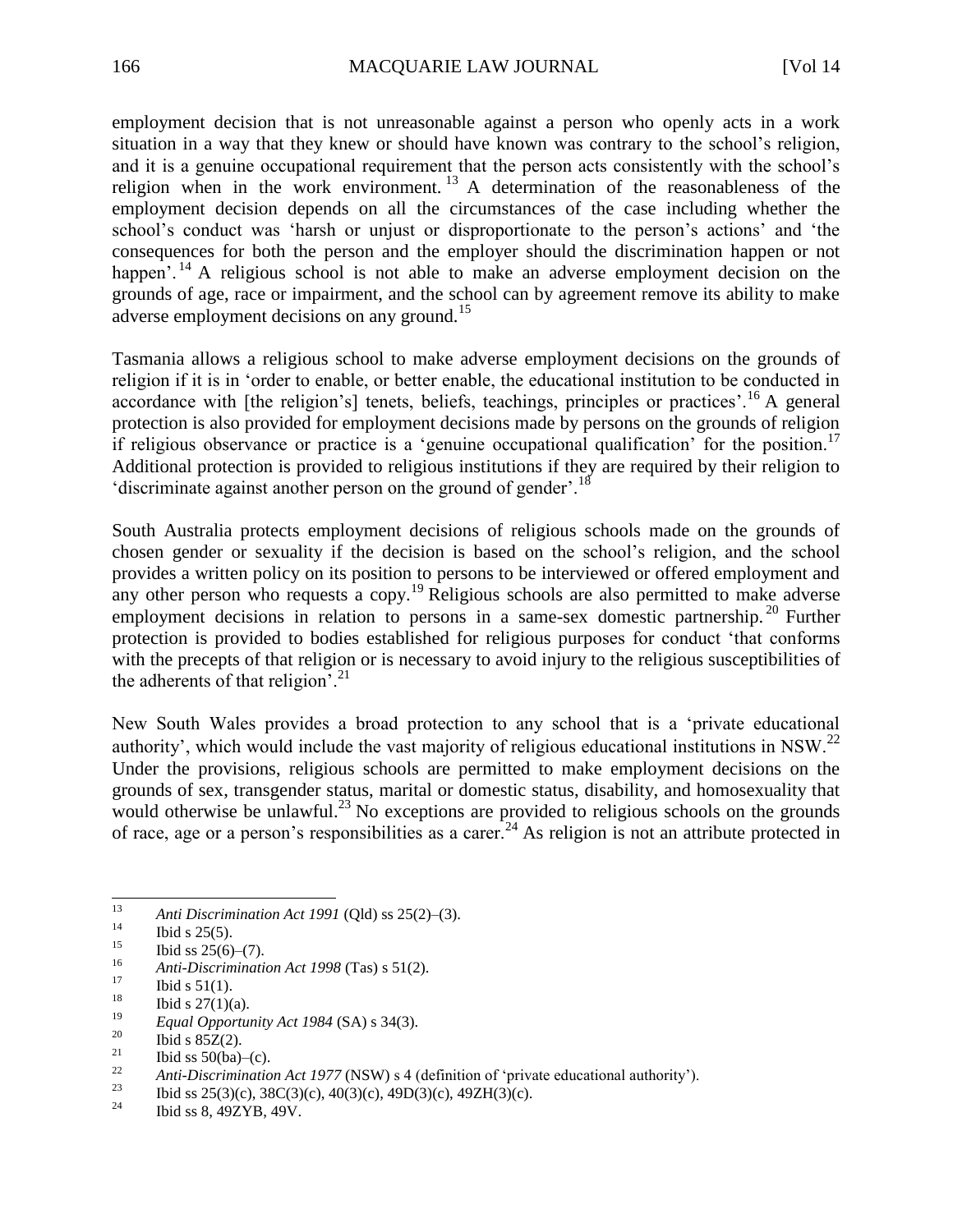employment decision that is not unreasonable against a person who openly acts in a work situation in a way that they knew or should have known was contrary to the school's religion, and it is a genuine occupational requirement that the person acts consistently with the school's religion when in the work environment.[13] A determination of the reasonableness of the employment decision depends on all the circumstances of the case including whether the school's conduct was 'harsh or unjust or disproportionate to the person's actions' and 'the consequences for both the person and the employer should the discrimination happen or not happen'.[14] A religious school is not able to make an adverse employment decision on the grounds of age, race or impairment, and the school can by agreement remove its ability to make adverse employment decisions on any ground.[15]

Tasmania allows a religious school to make adverse employment decisions on the grounds of religion if it is in 'order to enable, or better enable, the educational institution to be conducted in accordance with [the religion's] tenets, beliefs, teachings, principles or practices'.[16] A general protection is also provided for employment decisions made by persons on the grounds of religion if religious observance or practice is a 'genuine occupational qualification' for the position.[17] Additional protection is provided to religious institutions if they are required by their religion to 'discriminate against another person on the ground of gender'.[18]

South Australia protects employment decisions of religious schools made on the grounds of chosen gender or sexuality if the decision is based on the school's religion, and the school provides a written policy on its position to persons to be interviewed or offered employment and any other person who requests a copy.[19] Religious schools are also permitted to make adverse employment decisions in relation to persons in a same-sex domestic partnership.[20] Further protection is provided to bodies established for religious purposes for conduct 'that conforms with the precepts of that religion or is necessary to avoid injury to the religious susceptibilities of the adherents of that religion'.[21]

New South Wales provides a broad protection to any school that is a 'private educational authority', which would include the vast majority of religious educational institutions in NSW.[22] Under the provisions, religious schools are permitted to make employment decisions on the grounds of sex, transgender status, marital or domestic status, disability, and homosexuality that would otherwise be unlawful.[23] No exceptions are provided to religious schools on the grounds of race, age or a person's responsibilities as a carer.[24] As religion is not an attribute protected in

---

[13] *Anti Discrimination Act 1991* (Qld) ss 25(2)–(3).

[14] Ibid s 25(5).

[15] Ibid ss 25(6)–(7).

[16] *Anti-Discrimination Act 1998* (Tas) s 51(2).

[17] Ibid s 51(1).

[18] Ibid s 27(1)(a).

[19] *Equal Opportunity Act 1984* (SA) s 34(3).

[20] Ibid s 85Z(2).

[21] Ibid ss 50(ba)–(c).

[22] *Anti-Discrimination Act 1977* (NSW) s 4 (definition of 'private educational authority').

[23] Ibid ss 25(3)(c), 38C(3)(c), 40(3)(c), 49D(3)(c), 49ZH(3)(c).

[24] Ibid ss 8, 49ZYB, 49V.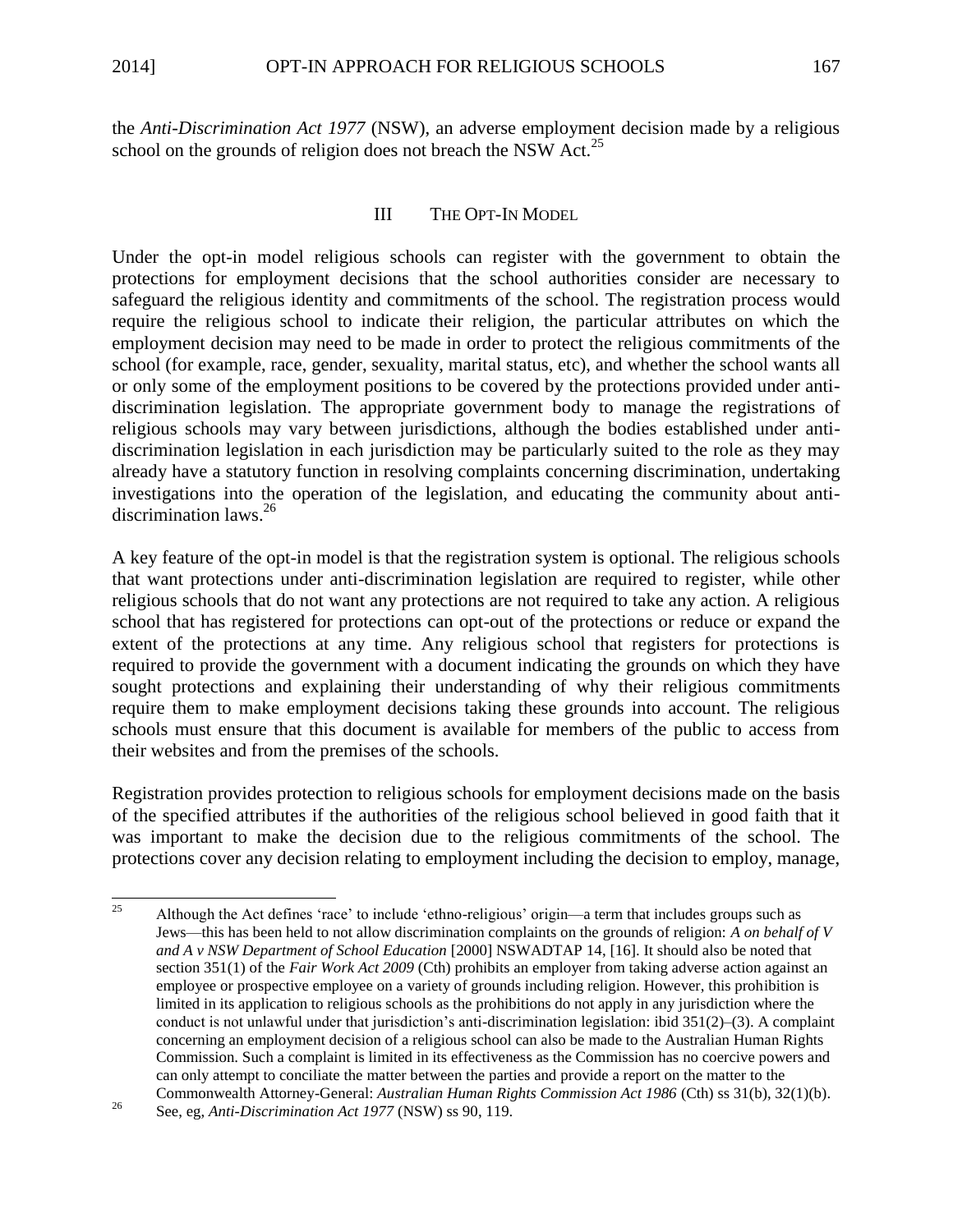the *Anti-Discrimination Act 1977* (NSW), an adverse employment decision made by a religious school on the grounds of religion does not breach the NSW Act.[25]

## III The Opt-In Model

Under the opt-in model religious schools can register with the government to obtain the protections for employment decisions that the school authorities consider are necessary to safeguard the religious identity and commitments of the school. The registration process would require the religious school to indicate their religion, the particular attributes on which the employment decision may need to be made in order to protect the religious commitments of the school (for example, race, gender, sexuality, marital status, etc), and whether the school wants all or only some of the employment positions to be covered by the protections provided under anti-discrimination legislation. The appropriate government body to manage the registrations of religious schools may vary between jurisdictions, although the bodies established under anti-discrimination legislation in each jurisdiction may be particularly suited to the role as they may already have a statutory function in resolving complaints concerning discrimination, undertaking investigations into the operation of the legislation, and educating the community about anti-discrimination laws.[26]

A key feature of the opt-in model is that the registration system is optional. The religious schools that want protections under anti-discrimination legislation are required to register, while other religious schools that do not want any protections are not required to take any action. A religious school that has registered for protections can opt-out of the protections or reduce or expand the extent of the protections at any time. Any religious school that registers for protections is required to provide the government with a document indicating the grounds on which they have sought protections and explaining their understanding of why their religious commitments require them to make employment decisions taking these grounds into account. The religious schools must ensure that this document is available for members of the public to access from their websites and from the premises of the schools.

Registration provides protection to religious schools for employment decisions made on the basis of the specified attributes if the authorities of the religious school believed in good faith that it was important to make the decision due to the religious commitments of the school. The protections cover any decision relating to employment including the decision to employ, manage,

---

[25] Although the Act defines 'race' to include 'ethno-religious' origin—a term that includes groups such as Jews—this has been held to not allow discrimination complaints on the grounds of religion: *A on behalf of V and A v NSW Department of School Education* [2000] NSWADTAP 14, [16]. It should also be noted that section 351(1) of the *Fair Work Act 2009* (Cth) prohibits an employer from taking adverse action against an employee or prospective employee on a variety of grounds including religion. However, this prohibition is limited in its application to religious schools as the prohibitions do not apply in any jurisdiction where the conduct is not unlawful under that jurisdiction's anti-discrimination legislation: ibid 351(2)–(3). A complaint concerning an employment decision of a religious school can also be made to the Australian Human Rights Commission. Such a complaint is limited in its effectiveness as the Commission has no coercive powers and can only attempt to conciliate the matter between the parties and provide a report on the matter to the Commonwealth Attorney-General: *Australian Human Rights Commission Act 1986* (Cth) ss 31(b), 32(1)(b).

[26] See, eg, *Anti-Discrimination Act 1977* (NSW) ss 90, 119.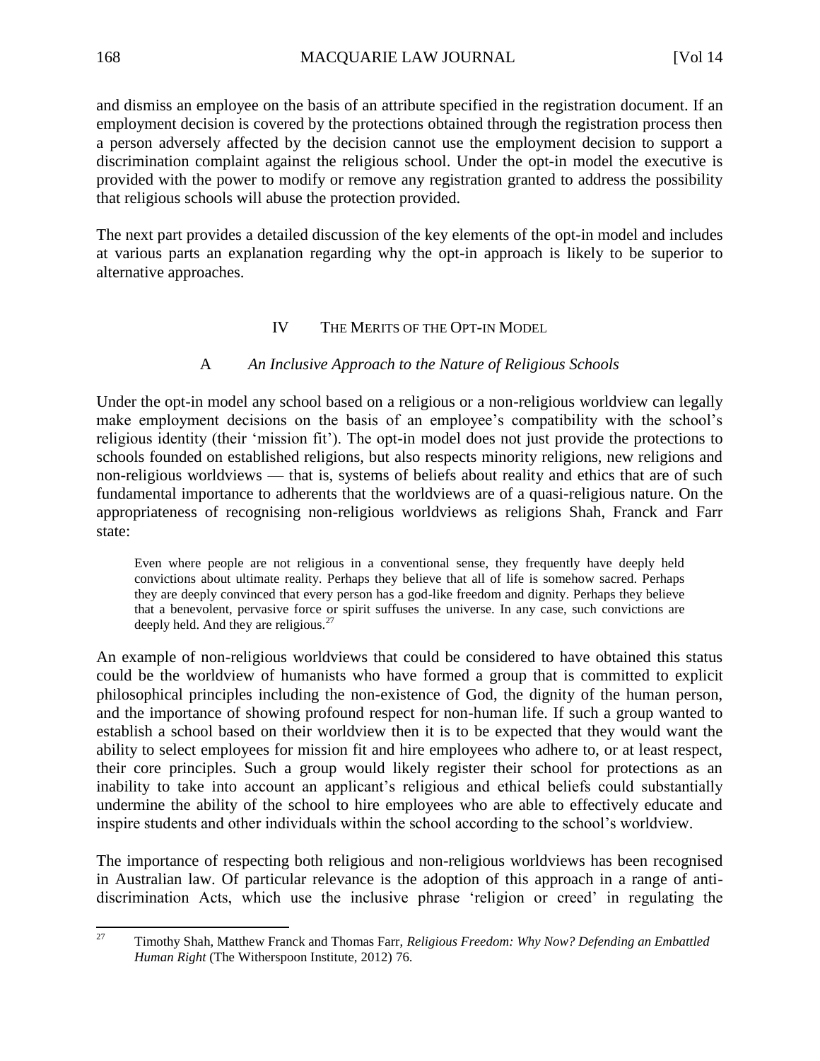and dismiss an employee on the basis of an attribute specified in the registration document. If an employment decision is covered by the protections obtained through the registration process then a person adversely affected by the decision cannot use the employment decision to support a discrimination complaint against the religious school. Under the opt-in model the executive is provided with the power to modify or remove any registration granted to address the possibility that religious schools will abuse the protection provided.

The next part provides a detailed discussion of the key elements of the opt-in model and includes at various parts an explanation regarding why the opt-in approach is likely to be superior to alternative approaches.

## IV THE MERITS OF THE OPT-IN MODEL

### A *An Inclusive Approach to the Nature of Religious Schools*

Under the opt-in model any school based on a religious or a non-religious worldview can legally make employment decisions on the basis of an employee's compatibility with the school's religious identity (their 'mission fit'). The opt-in model does not just provide the protections to schools founded on established religions, but also respects minority religions, new religions and non-religious worldviews — that is, systems of beliefs about reality and ethics that are of such fundamental importance to adherents that the worldviews are of a quasi-religious nature. On the appropriateness of recognising non-religious worldviews as religions Shah, Franck and Farr state:

> Even where people are not religious in a conventional sense, they frequently have deeply held convictions about ultimate reality. Perhaps they believe that all of life is somehow sacred. Perhaps they are deeply convinced that every person has a god-like freedom and dignity. Perhaps they believe that a benevolent, pervasive force or spirit suffuses the universe. In any case, such convictions are deeply held. And they are religious.[27]

An example of non-religious worldviews that could be considered to have obtained this status could be the worldview of humanists who have formed a group that is committed to explicit philosophical principles including the non-existence of God, the dignity of the human person, and the importance of showing profound respect for non-human life. If such a group wanted to establish a school based on their worldview then it is to be expected that they would want the ability to select employees for mission fit and hire employees who adhere to, or at least respect, their core principles. Such a group would likely register their school for protections as an inability to take into account an applicant's religious and ethical beliefs could substantially undermine the ability of the school to hire employees who are able to effectively educate and inspire students and other individuals within the school according to the school's worldview.

The importance of respecting both religious and non-religious worldviews has been recognised in Australian law. Of particular relevance is the adoption of this approach in a range of anti-discrimination Acts, which use the inclusive phrase 'religion or creed' in regulating the

---

[27] Timothy Shah, Matthew Franck and Thomas Farr, *Religious Freedom: Why Now? Defending an Embattled Human Right* (The Witherspoon Institute, 2012) 76.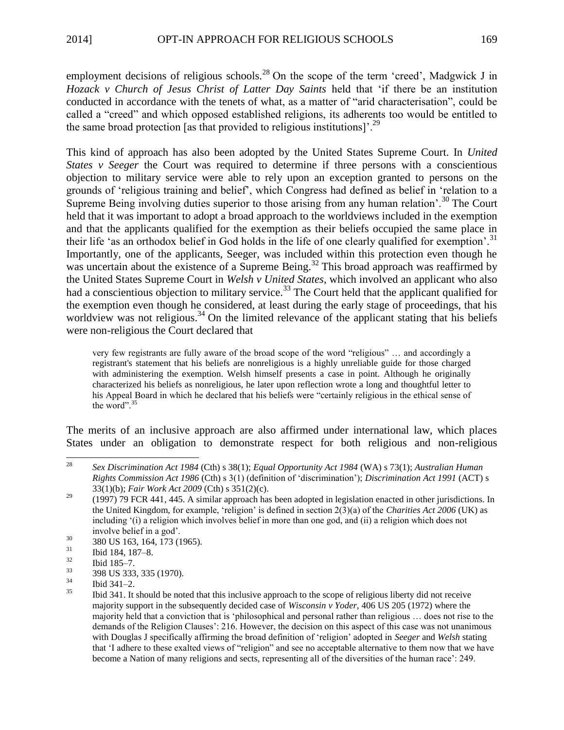employment decisions of religious schools.[28] On the scope of the term 'creed', Madgwick J in *Hozack v Church of Jesus Christ of Latter Day Saints* held that 'if there be an institution conducted in accordance with the tenets of what, as a matter of "arid characterisation", could be called a "creed" and which opposed established religions, its adherents too would be entitled to the same broad protection [as that provided to religious institutions]'.[29]

This kind of approach has also been adopted by the United States Supreme Court. In *United States v Seeger* the Court was required to determine if three persons with a conscientious objection to military service were able to rely upon an exception granted to persons on the grounds of 'religious training and belief', which Congress had defined as belief in 'relation to a Supreme Being involving duties superior to those arising from any human relation'.[30] The Court held that it was important to adopt a broad approach to the worldviews included in the exemption and that the applicants qualified for the exemption as their beliefs occupied the same place in their life 'as an orthodox belief in God holds in the life of one clearly qualified for exemption'.[31] Importantly, one of the applicants, Seeger, was included within this protection even though he was uncertain about the existence of a Supreme Being.[32] This broad approach was reaffirmed by the United States Supreme Court in *Welsh v United States*, which involved an applicant who also had a conscientious objection to military service.[33] The Court held that the applicant qualified for the exemption even though he considered, at least during the early stage of proceedings, that his worldview was not religious.[34] On the limited relevance of the applicant stating that his beliefs were non-religious the Court declared that

> very few registrants are fully aware of the broad scope of the word "religious" … and accordingly a registrant's statement that his beliefs are nonreligious is a highly unreliable guide for those charged with administering the exemption. Welsh himself presents a case in point. Although he originally characterized his beliefs as nonreligious, he later upon reflection wrote a long and thoughtful letter to his Appeal Board in which he declared that his beliefs were "certainly religious in the ethical sense of the word".[35]

The merits of an inclusive approach are also affirmed under international law, which places States under an obligation to demonstrate respect for both religious and non-religious

---

[28] *Sex Discrimination Act 1984* (Cth) s 38(1); *Equal Opportunity Act 1984* (WA) s 73(1); *Australian Human Rights Commission Act 1986* (Cth) s 3(1) (definition of 'discrimination'); *Discrimination Act 1991* (ACT) s 33(1)(b); *Fair Work Act 2009* (Cth) s 351(2)(c).

[29] (1997) 79 FCR 441, 445. A similar approach has been adopted in legislation enacted in other jurisdictions. In the United Kingdom, for example, 'religion' is defined in section 2(3)(a) of the *Charities Act 2006* (UK) as including '(i) a religion which involves belief in more than one god, and (ii) a religion which does not involve belief in a god'.

[30] 380 US 163, 164, 173 (1965).

[31] Ibid 184, 187–8.

[32] Ibid 185–7.

[33] 398 US 333, 335 (1970).

[34] Ibid 341–2.

[35] Ibid 341. It should be noted that this inclusive approach to the scope of religious liberty did not receive majority support in the subsequently decided case of *Wisconsin v Yoder*, 406 US 205 (1972) where the majority held that a conviction that is 'philosophical and personal rather than religious … does not rise to the demands of the Religion Clauses': 216. However, the decision on this aspect of this case was not unanimous with Douglas J specifically affirming the broad definition of 'religion' adopted in *Seeger* and *Welsh* stating that 'I adhere to these exalted views of "religion" and see no acceptable alternative to them now that we have become a Nation of many religions and sects, representing all of the diversities of the human race': 249.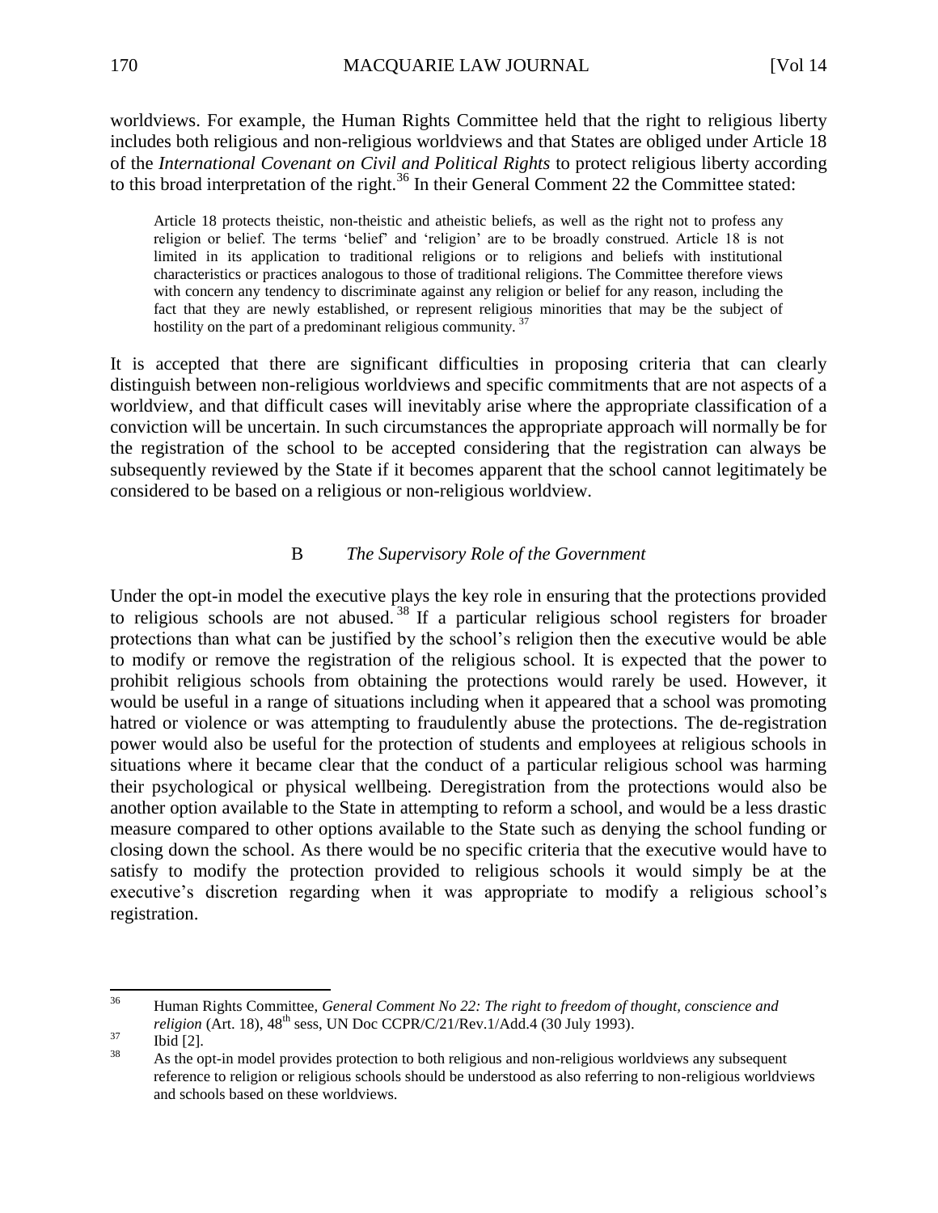worldviews. For example, the Human Rights Committee held that the right to religious liberty includes both religious and non-religious worldviews and that States are obliged under Article 18 of the *International Covenant on Civil and Political Rights* to protect religious liberty according to this broad interpretation of the right.[36] In their General Comment 22 the Committee stated:

> Article 18 protects theistic, non-theistic and atheistic beliefs, as well as the right not to profess any religion or belief. The terms 'belief' and 'religion' are to be broadly construed. Article 18 is not limited in its application to traditional religions or to religions and beliefs with institutional characteristics or practices analogous to those of traditional religions. The Committee therefore views with concern any tendency to discriminate against any religion or belief for any reason, including the fact that they are newly established, or represent religious minorities that may be the subject of hostility on the part of a predominant religious community.[37]

It is accepted that there are significant difficulties in proposing criteria that can clearly distinguish between non-religious worldviews and specific commitments that are not aspects of a worldview, and that difficult cases will inevitably arise where the appropriate classification of a conviction will be uncertain. In such circumstances the appropriate approach will normally be for the registration of the school to be accepted considering that the registration can always be subsequently reviewed by the State if it becomes apparent that the school cannot legitimately be considered to be based on a religious or non-religious worldview.

### B *The Supervisory Role of the Government*

Under the opt-in model the executive plays the key role in ensuring that the protections provided to religious schools are not abused.[38] If a particular religious school registers for broader protections than what can be justified by the school's religion then the executive would be able to modify or remove the registration of the religious school. It is expected that the power to prohibit religious schools from obtaining the protections would rarely be used. However, it would be useful in a range of situations including when it appeared that a school was promoting hatred or violence or was attempting to fraudulently abuse the protections. The de-registration power would also be useful for the protection of students and employees at religious schools in situations where it became clear that the conduct of a particular religious school was harming their psychological or physical wellbeing. Deregistration from the protections would also be another option available to the State in attempting to reform a school, and would be a less drastic measure compared to other options available to the State such as denying the school funding or closing down the school. As there would be no specific criteria that the executive would have to satisfy to modify the protection provided to religious schools it would simply be at the executive's discretion regarding when it was appropriate to modify a religious school's registration.

---

[36] Human Rights Committee, *General Comment No 22: The right to freedom of thought, conscience and religion* (Art. 18), 48th sess, UN Doc CCPR/C/21/Rev.1/Add.4 (30 July 1993).

[37] Ibid [2].

[38] As the opt-in model provides protection to both religious and non-religious worldviews any subsequent reference to religion or religious schools should be understood as also referring to non-religious worldviews and schools based on these worldviews.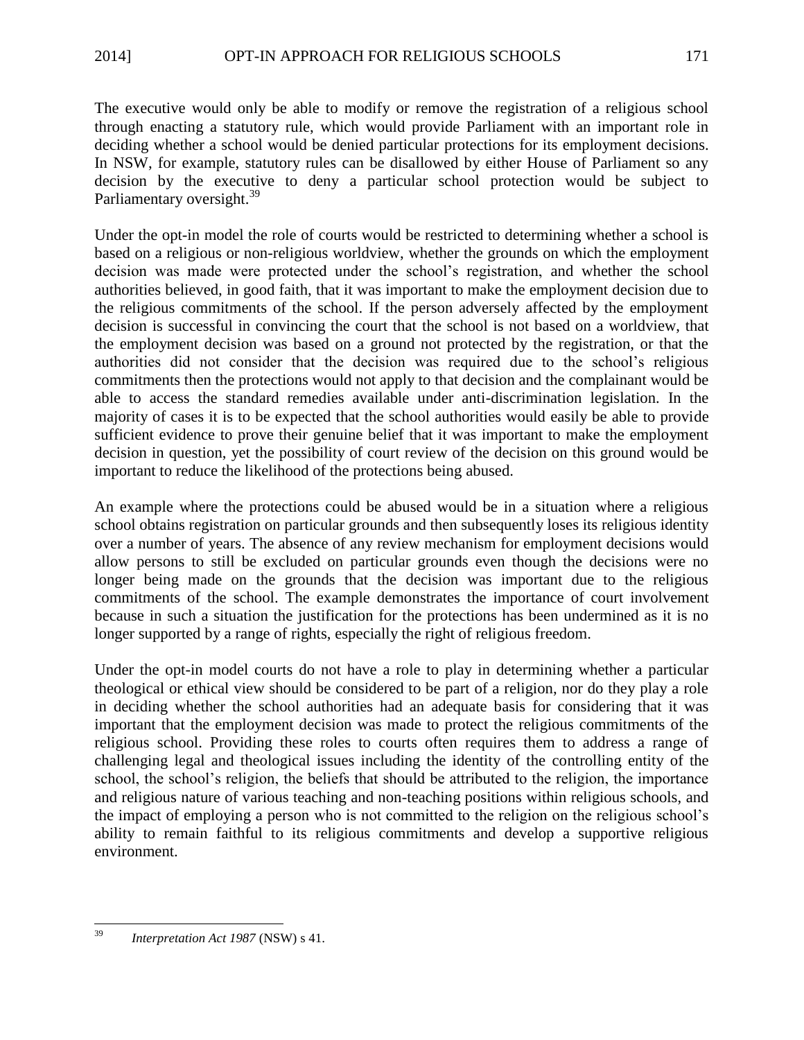The executive would only be able to modify or remove the registration of a religious school through enacting a statutory rule, which would provide Parliament with an important role in deciding whether a school would be denied particular protections for its employment decisions. In NSW, for example, statutory rules can be disallowed by either House of Parliament so any decision by the executive to deny a particular school protection would be subject to Parliamentary oversight.[39]

Under the opt-in model the role of courts would be restricted to determining whether a school is based on a religious or non-religious worldview, whether the grounds on which the employment decision was made were protected under the school's registration, and whether the school authorities believed, in good faith, that it was important to make the employment decision due to the religious commitments of the school. If the person adversely affected by the employment decision is successful in convincing the court that the school is not based on a worldview, that the employment decision was based on a ground not protected by the registration, or that the authorities did not consider that the decision was required due to the school's religious commitments then the protections would not apply to that decision and the complainant would be able to access the standard remedies available under anti-discrimination legislation. In the majority of cases it is to be expected that the school authorities would easily be able to provide sufficient evidence to prove their genuine belief that it was important to make the employment decision in question, yet the possibility of court review of the decision on this ground would be important to reduce the likelihood of the protections being abused.

An example where the protections could be abused would be in a situation where a religious school obtains registration on particular grounds and then subsequently loses its religious identity over a number of years. The absence of any review mechanism for employment decisions would allow persons to still be excluded on particular grounds even though the decisions were no longer being made on the grounds that the decision was important due to the religious commitments of the school. The example demonstrates the importance of court involvement because in such a situation the justification for the protections has been undermined as it is no longer supported by a range of rights, especially the right of religious freedom.

Under the opt-in model courts do not have a role to play in determining whether a particular theological or ethical view should be considered to be part of a religion, nor do they play a role in deciding whether the school authorities had an adequate basis for considering that it was important that the employment decision was made to protect the religious commitments of the religious school. Providing these roles to courts often requires them to address a range of challenging legal and theological issues including the identity of the controlling entity of the school, the school's religion, the beliefs that should be attributed to the religion, the importance and religious nature of various teaching and non-teaching positions within religious schools, and the impact of employing a person who is not committed to the religion on the religious school's ability to remain faithful to its religious commitments and develop a supportive religious environment.

---

[39] *Interpretation Act 1987* (NSW) s 41.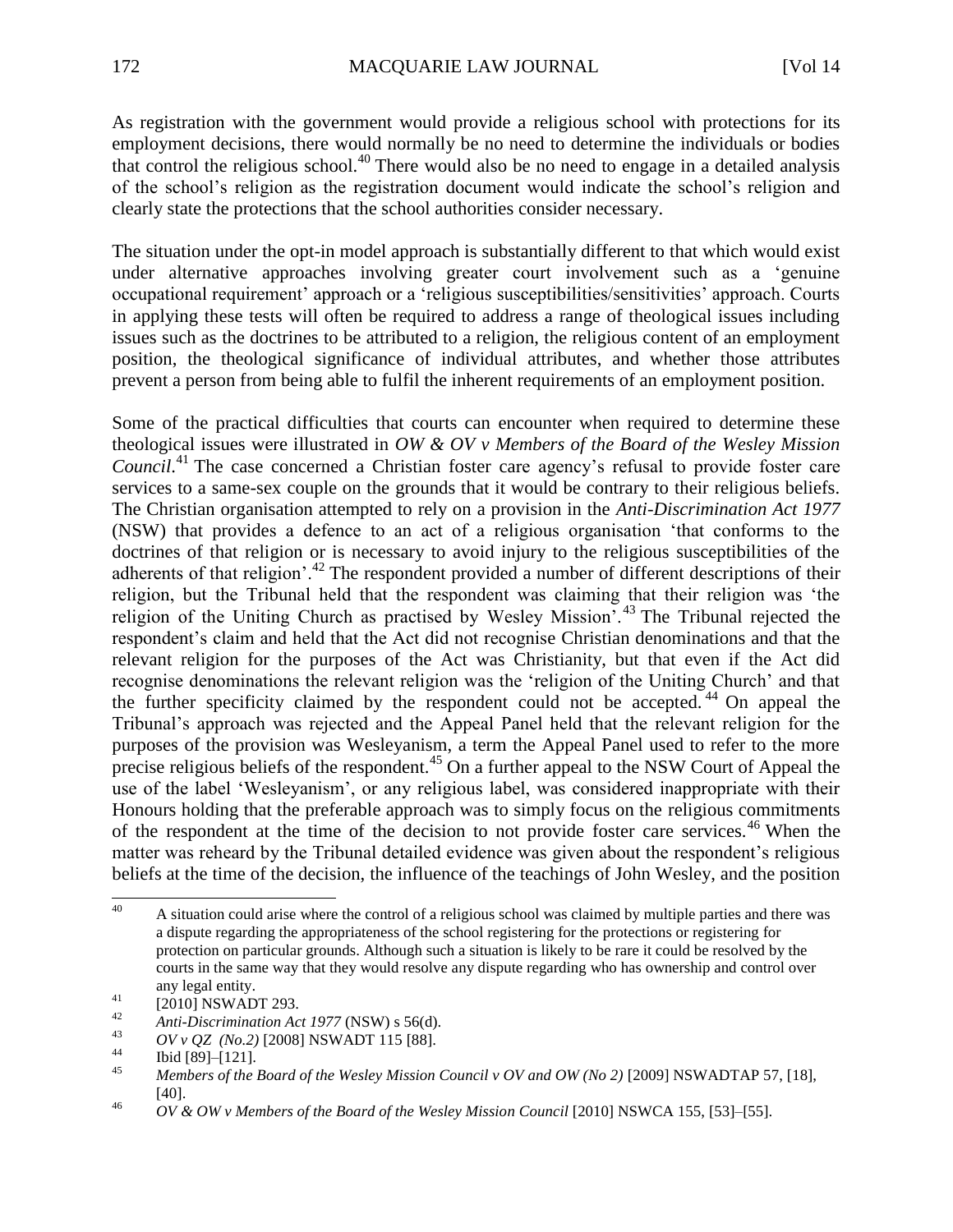As registration with the government would provide a religious school with protections for its employment decisions, there would normally be no need to determine the individuals or bodies that control the religious school.[40] There would also be no need to engage in a detailed analysis of the school's religion as the registration document would indicate the school's religion and clearly state the protections that the school authorities consider necessary.

The situation under the opt-in model approach is substantially different to that which would exist under alternative approaches involving greater court involvement such as a 'genuine occupational requirement' approach or a 'religious susceptibilities/sensitivities' approach. Courts in applying these tests will often be required to address a range of theological issues including issues such as the doctrines to be attributed to a religion, the religious content of an employment position, the theological significance of individual attributes, and whether those attributes prevent a person from being able to fulfil the inherent requirements of an employment position.

Some of the practical difficulties that courts can encounter when required to determine these theological issues were illustrated in *OW & OV v Members of the Board of the Wesley Mission Council*.[41] The case concerned a Christian foster care agency's refusal to provide foster care services to a same-sex couple on the grounds that it would be contrary to their religious beliefs. The Christian organisation attempted to rely on a provision in the *Anti-Discrimination Act 1977* (NSW) that provides a defence to an act of a religious organisation 'that conforms to the doctrines of that religion or is necessary to avoid injury to the religious susceptibilities of the adherents of that religion'.[42] The respondent provided a number of different descriptions of their religion, but the Tribunal held that the respondent was claiming that their religion was 'the religion of the Uniting Church as practised by Wesley Mission'.[43] The Tribunal rejected the respondent's claim and held that the Act did not recognise Christian denominations and that the relevant religion for the purposes of the Act was Christianity, but that even if the Act did recognise denominations the relevant religion was the 'religion of the Uniting Church' and that the further specificity claimed by the respondent could not be accepted.[44] On appeal the Tribunal's approach was rejected and the Appeal Panel held that the relevant religion for the purposes of the provision was Wesleyanism, a term the Appeal Panel used to refer to the more precise religious beliefs of the respondent.[45] On a further appeal to the NSW Court of Appeal the use of the label 'Wesleyanism', or any religious label, was considered inappropriate with their Honours holding that the preferable approach was to simply focus on the religious commitments of the respondent at the time of the decision to not provide foster care services.[46] When the matter was reheard by the Tribunal detailed evidence was given about the respondent's religious beliefs at the time of the decision, the influence of the teachings of John Wesley, and the position

---

[40] A situation could arise where the control of a religious school was claimed by multiple parties and there was a dispute regarding the appropriateness of the school registering for the protections or registering for protection on particular grounds. Although such a situation is likely to be rare it could be resolved by the courts in the same way that they would resolve any dispute regarding who has ownership and control over any legal entity.

[41] [2010] NSWADT 293.

[42] *Anti-Discrimination Act 1977* (NSW) s 56(d).

[43] *OV v QZ (No.2)* [2008] NSWADT 115 [88].

[44] Ibid [89]–[121].

[45] *Members of the Board of the Wesley Mission Council v OV and OW (No 2)* [2009] NSWADTAP 57, [18], [40].

[46] *OV & OW v Members of the Board of the Wesley Mission Council* [2010] NSWCA 155, [53]–[55].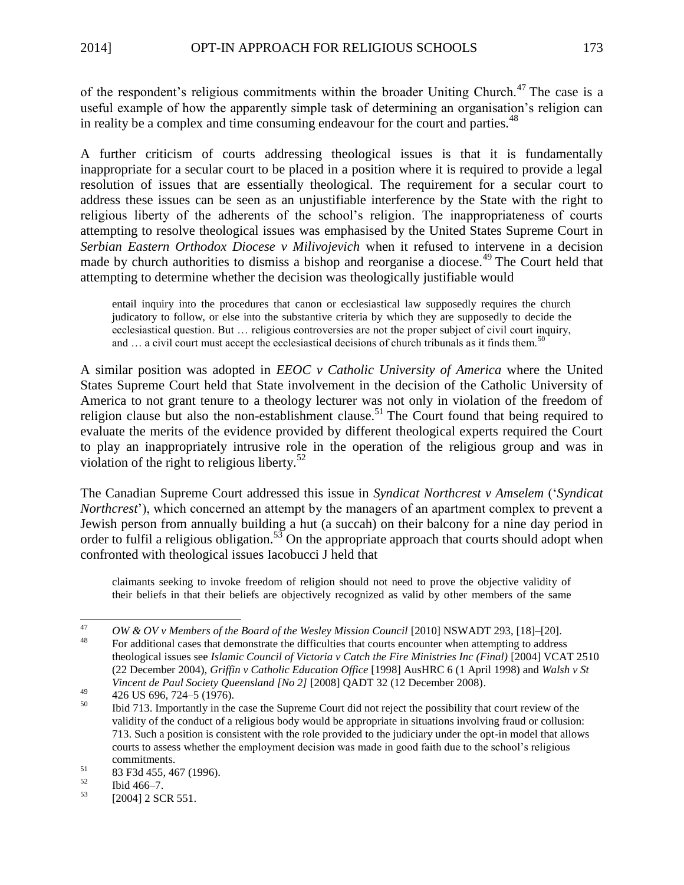of the respondent's religious commitments within the broader Uniting Church.[47] The case is a useful example of how the apparently simple task of determining an organisation's religion can in reality be a complex and time consuming endeavour for the court and parties.[48]

A further criticism of courts addressing theological issues is that it is fundamentally inappropriate for a secular court to be placed in a position where it is required to provide a legal resolution of issues that are essentially theological. The requirement for a secular court to address these issues can be seen as an unjustifiable interference by the State with the right to religious liberty of the adherents of the school's religion. The inappropriateness of courts attempting to resolve theological issues was emphasised by the United States Supreme Court in *Serbian Eastern Orthodox Diocese v Milivojevich* when it refused to intervene in a decision made by church authorities to dismiss a bishop and reorganise a diocese.[49] The Court held that attempting to determine whether the decision was theologically justifiable would

> entail inquiry into the procedures that canon or ecclesiastical law supposedly requires the church judicatory to follow, or else into the substantive criteria by which they are supposedly to decide the ecclesiastical question. But … religious controversies are not the proper subject of civil court inquiry, and … a civil court must accept the ecclesiastical decisions of church tribunals as it finds them.[50]

A similar position was adopted in *EEOC v Catholic University of America* where the United States Supreme Court held that State involvement in the decision of the Catholic University of America to not grant tenure to a theology lecturer was not only in violation of the freedom of religion clause but also the non-establishment clause.[51] The Court found that being required to evaluate the merits of the evidence provided by different theological experts required the Court to play an inappropriately intrusive role in the operation of the religious group and was in violation of the right to religious liberty.[52]

The Canadian Supreme Court addressed this issue in *Syndicat Northcrest v Amselem* ('*Syndicat Northcrest*'), which concerned an attempt by the managers of an apartment complex to prevent a Jewish person from annually building a hut (a succah) on their balcony for a nine day period in order to fulfil a religious obligation.[53] On the appropriate approach that courts should adopt when confronted with theological issues Iacobucci J held that

> claimants seeking to invoke freedom of religion should not need to prove the objective validity of their beliefs in that their beliefs are objectively recognized as valid by other members of the same

---

[47] *OW & OV v Members of the Board of the Wesley Mission Council* [2010] NSWADT 293, [18]–[20].

[48] For additional cases that demonstrate the difficulties that courts encounter when attempting to address theological issues see *Islamic Council of Victoria v Catch the Fire Ministries Inc (Final)* [2004] VCAT 2510 (22 December 2004), *Griffin v Catholic Education Office* [1998] AusHRC 6 (1 April 1998) and *Walsh v St Vincent de Paul Society Queensland [No 2]* [2008] QADT 32 (12 December 2008).

[49] 426 US 696, 724–5 (1976).

[50] Ibid 713. Importantly in the case the Supreme Court did not reject the possibility that court review of the validity of the conduct of a religious body would be appropriate in situations involving fraud or collusion: 713. Such a position is consistent with the role provided to the judiciary under the opt-in model that allows courts to assess whether the employment decision was made in good faith due to the school's religious commitments.

[51] 83 F3d 455, 467 (1996).

[52] Ibid 466–7.

[53] [2004] 2 SCR 551.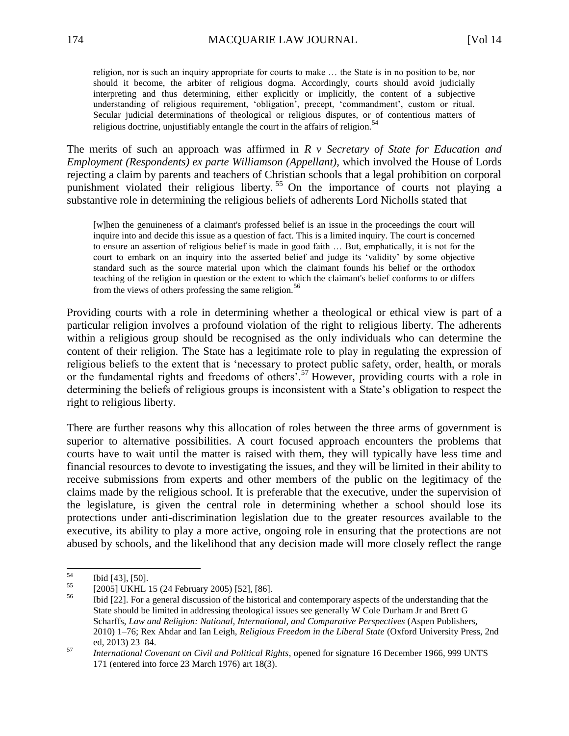> religion, nor is such an inquiry appropriate for courts to make … the State is in no position to be, nor should it become, the arbiter of religious dogma. Accordingly, courts should avoid judicially interpreting and thus determining, either explicitly or implicitly, the content of a subjective understanding of religious requirement, 'obligation', precept, 'commandment', custom or ritual. Secular judicial determinations of theological or religious disputes, or of contentious matters of religious doctrine, unjustifiably entangle the court in the affairs of religion.[54]

The merits of such an approach was affirmed in *R v Secretary of State for Education and Employment (Respondents) ex parte Williamson (Appellant)*, which involved the House of Lords rejecting a claim by parents and teachers of Christian schools that a legal prohibition on corporal punishment violated their religious liberty.[55] On the importance of courts not playing a substantive role in determining the religious beliefs of adherents Lord Nicholls stated that

> [w]hen the genuineness of a claimant's professed belief is an issue in the proceedings the court will inquire into and decide this issue as a question of fact. This is a limited inquiry. The court is concerned to ensure an assertion of religious belief is made in good faith … But, emphatically, it is not for the court to embark on an inquiry into the asserted belief and judge its 'validity' by some objective standard such as the source material upon which the claimant founds his belief or the orthodox teaching of the religion in question or the extent to which the claimant's belief conforms to or differs from the views of others professing the same religion.[56]

Providing courts with a role in determining whether a theological or ethical view is part of a particular religion involves a profound violation of the right to religious liberty. The adherents within a religious group should be recognised as the only individuals who can determine the content of their religion. The State has a legitimate role to play in regulating the expression of religious beliefs to the extent that is 'necessary to protect public safety, order, health, or morals or the fundamental rights and freedoms of others'.[57] However, providing courts with a role in determining the beliefs of religious groups is inconsistent with a State's obligation to respect the right to religious liberty.

There are further reasons why this allocation of roles between the three arms of government is superior to alternative possibilities. A court focused approach encounters the problems that courts have to wait until the matter is raised with them, they will typically have less time and financial resources to devote to investigating the issues, and they will be limited in their ability to receive submissions from experts and other members of the public on the legitimacy of the claims made by the religious school. It is preferable that the executive, under the supervision of the legislature, is given the central role in determining whether a school should lose its protections under anti-discrimination legislation due to the greater resources available to the executive, its ability to play a more active, ongoing role in ensuring that the protections are not abused by schools, and the likelihood that any decision made will more closely reflect the range

---

[54] Ibid [43], [50].

[55] [2005] UKHL 15 (24 February 2005) [52], [86].

[56] Ibid [22]. For a general discussion of the historical and contemporary aspects of the understanding that the State should be limited in addressing theological issues see generally W Cole Durham Jr and Brett G Scharffs, *Law and Religion: National, International, and Comparative Perspectives* (Aspen Publishers, 2010) 1–76; Rex Ahdar and Ian Leigh, *Religious Freedom in the Liberal State* (Oxford University Press, 2nd ed, 2013) 23–84.

[57] *International Covenant on Civil and Political Rights*, opened for signature 16 December 1966, 999 UNTS 171 (entered into force 23 March 1976) art 18(3).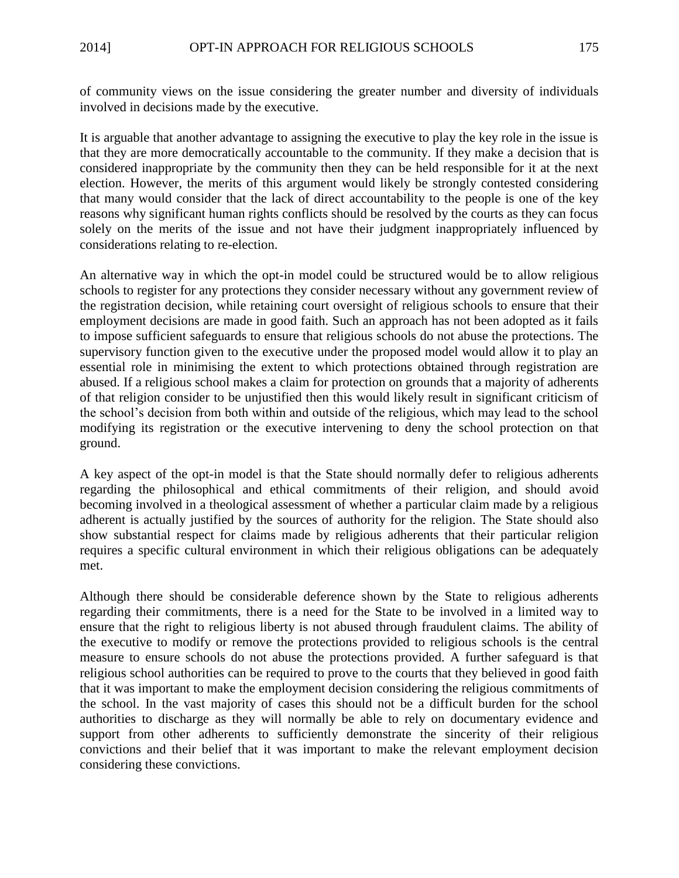of community views on the issue considering the greater number and diversity of individuals involved in decisions made by the executive.

It is arguable that another advantage to assigning the executive to play the key role in the issue is that they are more democratically accountable to the community. If they make a decision that is considered inappropriate by the community then they can be held responsible for it at the next election. However, the merits of this argument would likely be strongly contested considering that many would consider that the lack of direct accountability to the people is one of the key reasons why significant human rights conflicts should be resolved by the courts as they can focus solely on the merits of the issue and not have their judgment inappropriately influenced by considerations relating to re-election.

An alternative way in which the opt-in model could be structured would be to allow religious schools to register for any protections they consider necessary without any government review of the registration decision, while retaining court oversight of religious schools to ensure that their employment decisions are made in good faith. Such an approach has not been adopted as it fails to impose sufficient safeguards to ensure that religious schools do not abuse the protections. The supervisory function given to the executive under the proposed model would allow it to play an essential role in minimising the extent to which protections obtained through registration are abused. If a religious school makes a claim for protection on grounds that a majority of adherents of that religion consider to be unjustified then this would likely result in significant criticism of the school's decision from both within and outside of the religious, which may lead to the school modifying its registration or the executive intervening to deny the school protection on that ground.

A key aspect of the opt-in model is that the State should normally defer to religious adherents regarding the philosophical and ethical commitments of their religion, and should avoid becoming involved in a theological assessment of whether a particular claim made by a religious adherent is actually justified by the sources of authority for the religion. The State should also show substantial respect for claims made by religious adherents that their particular religion requires a specific cultural environment in which their religious obligations can be adequately met.

Although there should be considerable deference shown by the State to religious adherents regarding their commitments, there is a need for the State to be involved in a limited way to ensure that the right to religious liberty is not abused through fraudulent claims. The ability of the executive to modify or remove the protections provided to religious schools is the central measure to ensure schools do not abuse the protections provided. A further safeguard is that religious school authorities can be required to prove to the courts that they believed in good faith that it was important to make the employment decision considering the religious commitments of the school. In the vast majority of cases this should not be a difficult burden for the school authorities to discharge as they will normally be able to rely on documentary evidence and support from other adherents to sufficiently demonstrate the sincerity of their religious convictions and their belief that it was important to make the relevant employment decision considering these convictions.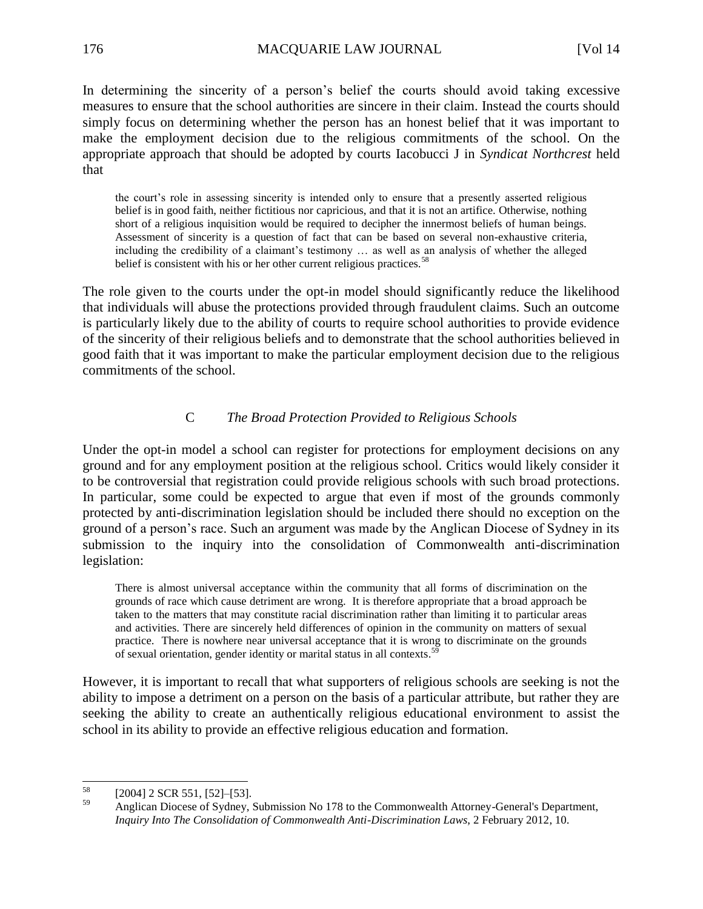In determining the sincerity of a person's belief the courts should avoid taking excessive measures to ensure that the school authorities are sincere in their claim. Instead the courts should simply focus on determining whether the person has an honest belief that it was important to make the employment decision due to the religious commitments of the school. On the appropriate approach that should be adopted by courts Iacobucci J in *Syndicat Northcrest* held that

> the court's role in assessing sincerity is intended only to ensure that a presently asserted religious belief is in good faith, neither fictitious nor capricious, and that it is not an artifice. Otherwise, nothing short of a religious inquisition would be required to decipher the innermost beliefs of human beings. Assessment of sincerity is a question of fact that can be based on several non-exhaustive criteria, including the credibility of a claimant's testimony … as well as an analysis of whether the alleged belief is consistent with his or her other current religious practices.[58]

The role given to the courts under the opt-in model should significantly reduce the likelihood that individuals will abuse the protections provided through fraudulent claims. Such an outcome is particularly likely due to the ability of courts to require school authorities to provide evidence of the sincerity of their religious beliefs and to demonstrate that the school authorities believed in good faith that it was important to make the particular employment decision due to the religious commitments of the school.

### C *The Broad Protection Provided to Religious Schools*

Under the opt-in model a school can register for protections for employment decisions on any ground and for any employment position at the religious school. Critics would likely consider it to be controversial that registration could provide religious schools with such broad protections. In particular, some could be expected to argue that even if most of the grounds commonly protected by anti-discrimination legislation should be included there should no exception on the ground of a person's race. Such an argument was made by the Anglican Diocese of Sydney in its submission to the inquiry into the consolidation of Commonwealth anti-discrimination legislation:

> There is almost universal acceptance within the community that all forms of discrimination on the grounds of race which cause detriment are wrong. It is therefore appropriate that a broad approach be taken to the matters that may constitute racial discrimination rather than limiting it to particular areas and activities. There are sincerely held differences of opinion in the community on matters of sexual practice. There is nowhere near universal acceptance that it is wrong to discriminate on the grounds of sexual orientation, gender identity or marital status in all contexts.[59]

However, it is important to recall that what supporters of religious schools are seeking is not the ability to impose a detriment on a person on the basis of a particular attribute, but rather they are seeking the ability to create an authentically religious educational environment to assist the school in its ability to provide an effective religious education and formation.

---

[58] [2004] 2 SCR 551, [52]–[53].

[59] Anglican Diocese of Sydney, Submission No 178 to the Commonwealth Attorney-General's Department, *Inquiry Into The Consolidation of Commonwealth Anti-Discrimination Laws*, 2 February 2012, 10.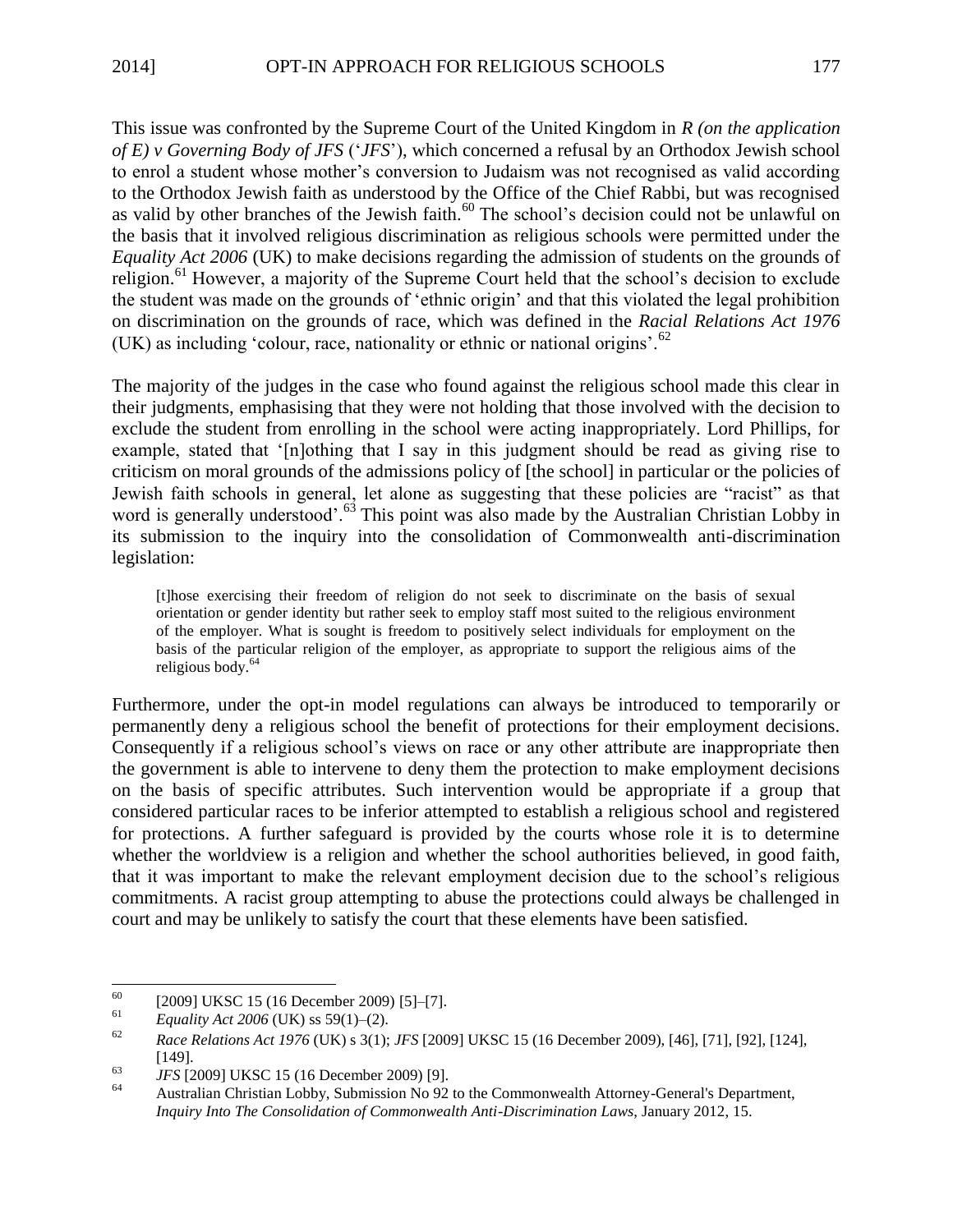This issue was confronted by the Supreme Court of the United Kingdom in *R (on the application of E) v Governing Body of JFS* ('*JFS*'), which concerned a refusal by an Orthodox Jewish school to enrol a student whose mother's conversion to Judaism was not recognised as valid according to the Orthodox Jewish faith as understood by the Office of the Chief Rabbi, but was recognised as valid by other branches of the Jewish faith.[60] The school's decision could not be unlawful on the basis that it involved religious discrimination as religious schools were permitted under the *Equality Act 2006* (UK) to make decisions regarding the admission of students on the grounds of religion.[61] However, a majority of the Supreme Court held that the school's decision to exclude the student was made on the grounds of 'ethnic origin' and that this violated the legal prohibition on discrimination on the grounds of race, which was defined in the *Racial Relations Act 1976* (UK) as including 'colour, race, nationality or ethnic or national origins'.[62]

The majority of the judges in the case who found against the religious school made this clear in their judgments, emphasising that they were not holding that those involved with the decision to exclude the student from enrolling in the school were acting inappropriately. Lord Phillips, for example, stated that '[n]othing that I say in this judgment should be read as giving rise to criticism on moral grounds of the admissions policy of [the school] in particular or the policies of Jewish faith schools in general, let alone as suggesting that these policies are "racist" as that word is generally understood'.[63] This point was also made by the Australian Christian Lobby in its submission to the inquiry into the consolidation of Commonwealth anti-discrimination legislation:

> [t]hose exercising their freedom of religion do not seek to discriminate on the basis of sexual orientation or gender identity but rather seek to employ staff most suited to the religious environment of the employer. What is sought is freedom to positively select individuals for employment on the basis of the particular religion of the employer, as appropriate to support the religious aims of the religious body.[64]

Furthermore, under the opt-in model regulations can always be introduced to temporarily or permanently deny a religious school the benefit of protections for their employment decisions. Consequently if a religious school's views on race or any other attribute are inappropriate then the government is able to intervene to deny them the protection to make employment decisions on the basis of specific attributes. Such intervention would be appropriate if a group that considered particular races to be inferior attempted to establish a religious school and registered for protections. A further safeguard is provided by the courts whose role it is to determine whether the worldview is a religion and whether the school authorities believed, in good faith, that it was important to make the relevant employment decision due to the school's religious commitments. A racist group attempting to abuse the protections could always be challenged in court and may be unlikely to satisfy the court that these elements have been satisfied.

---

[60] [2009] UKSC 15 (16 December 2009) [5]–[7].

[61] *Equality Act 2006* (UK) ss 59(1)–(2).

[62] *Race Relations Act 1976* (UK) s 3(1); *JFS* [2009] UKSC 15 (16 December 2009), [46], [71], [92], [124], [149].

[63] *JFS* [2009] UKSC 15 (16 December 2009) [9].

[64] Australian Christian Lobby, Submission No 92 to the Commonwealth Attorney-General's Department, *Inquiry Into The Consolidation of Commonwealth Anti-Discrimination Laws*, January 2012, 15.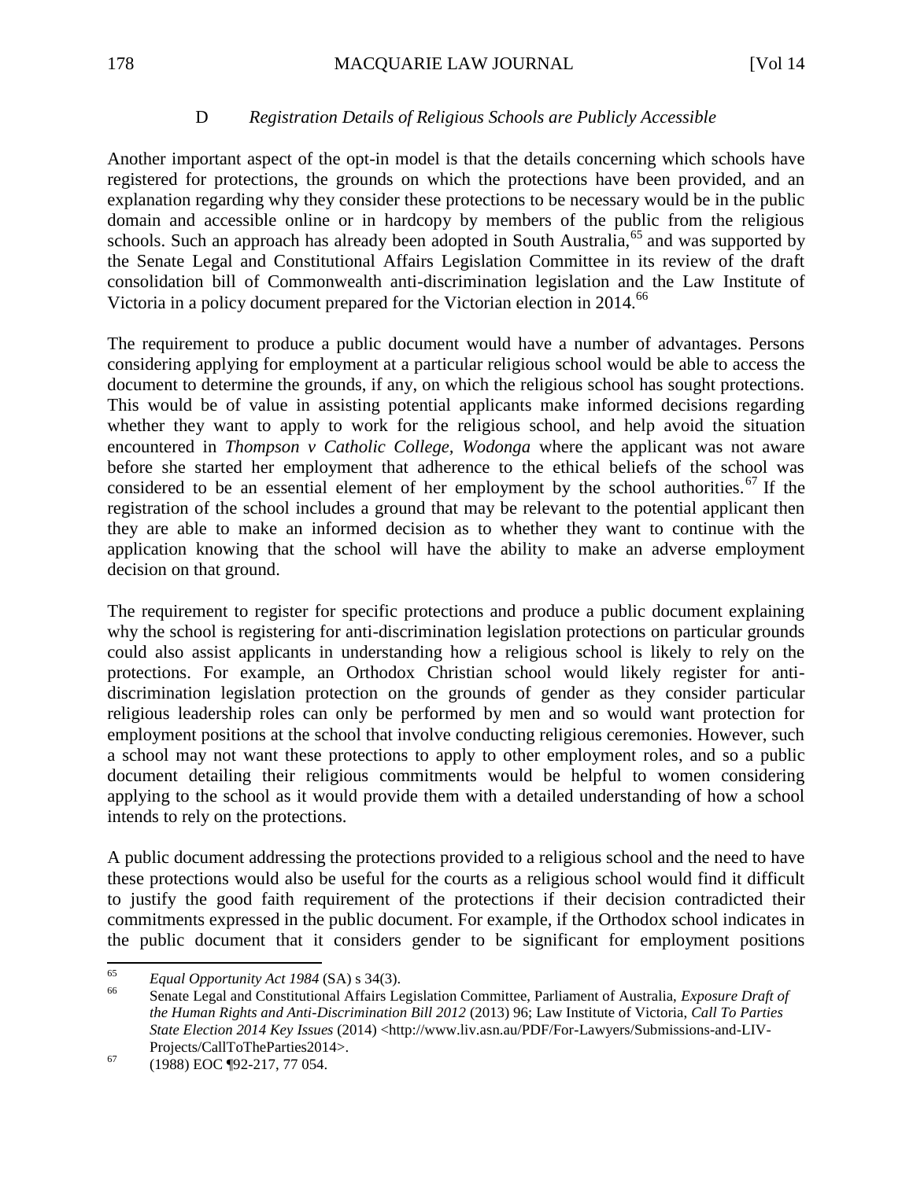### D *Registration Details of Religious Schools are Publicly Accessible*

Another important aspect of the opt-in model is that the details concerning which schools have registered for protections, the grounds on which the protections have been provided, and an explanation regarding why they consider these protections to be necessary would be in the public domain and accessible online or in hardcopy by members of the public from the religious schools. Such an approach has already been adopted in South Australia,[65] and was supported by the Senate Legal and Constitutional Affairs Legislation Committee in its review of the draft consolidation bill of Commonwealth anti-discrimination legislation and the Law Institute of Victoria in a policy document prepared for the Victorian election in 2014.[66]

The requirement to produce a public document would have a number of advantages. Persons considering applying for employment at a particular religious school would be able to access the document to determine the grounds, if any, on which the religious school has sought protections. This would be of value in assisting potential applicants make informed decisions regarding whether they want to apply to work for the religious school, and help avoid the situation encountered in *Thompson v Catholic College, Wodonga* where the applicant was not aware before she started her employment that adherence to the ethical beliefs of the school was considered to be an essential element of her employment by the school authorities.[67] If the registration of the school includes a ground that may be relevant to the potential applicant then they are able to make an informed decision as to whether they want to continue with the application knowing that the school will have the ability to make an adverse employment decision on that ground.

The requirement to register for specific protections and produce a public document explaining why the school is registering for anti-discrimination legislation protections on particular grounds could also assist applicants in understanding how a religious school is likely to rely on the protections. For example, an Orthodox Christian school would likely register for anti-discrimination legislation protection on the grounds of gender as they consider particular religious leadership roles can only be performed by men and so would want protection for employment positions at the school that involve conducting religious ceremonies. However, such a school may not want these protections to apply to other employment roles, and so a public document detailing their religious commitments would be helpful to women considering applying to the school as it would provide them with a detailed understanding of how a school intends to rely on the protections.

A public document addressing the protections provided to a religious school and the need to have these protections would also be useful for the courts as a religious school would find it difficult to justify the good faith requirement of the protections if their decision contradicted their commitments expressed in the public document. For example, if the Orthodox school indicates in the public document that it considers gender to be significant for employment positions

---

[65] *Equal Opportunity Act 1984* (SA) s 34(3).

[66] Senate Legal and Constitutional Affairs Legislation Committee, Parliament of Australia, *Exposure Draft of the Human Rights and Anti-Discrimination Bill 2012* (2013) 96; Law Institute of Victoria, *Call To Parties State Election 2014 Key Issues* (2014) <http://www.liv.asn.au/PDF/For-Lawyers/Submissions-and-LIV-Projects/CallToTheParties2014>.

[67] (1988) EOC ¶92-217, 77 054.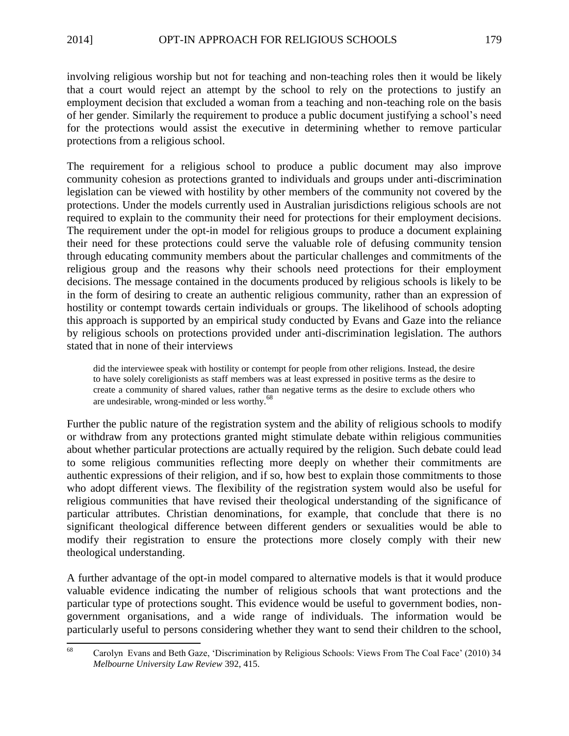involving religious worship but not for teaching and non-teaching roles then it would be likely that a court would reject an attempt by the school to rely on the protections to justify an employment decision that excluded a woman from a teaching and non-teaching role on the basis of her gender. Similarly the requirement to produce a public document justifying a school's need for the protections would assist the executive in determining whether to remove particular protections from a religious school.

The requirement for a religious school to produce a public document may also improve community cohesion as protections granted to individuals and groups under anti-discrimination legislation can be viewed with hostility by other members of the community not covered by the protections. Under the models currently used in Australian jurisdictions religious schools are not required to explain to the community their need for protections for their employment decisions. The requirement under the opt-in model for religious groups to produce a document explaining their need for these protections could serve the valuable role of defusing community tension through educating community members about the particular challenges and commitments of the religious group and the reasons why their schools need protections for their employment decisions. The message contained in the documents produced by religious schools is likely to be in the form of desiring to create an authentic religious community, rather than an expression of hostility or contempt towards certain individuals or groups. The likelihood of schools adopting this approach is supported by an empirical study conducted by Evans and Gaze into the reliance by religious schools on protections provided under anti-discrimination legislation. The authors stated that in none of their interviews

> did the interviewee speak with hostility or contempt for people from other religions. Instead, the desire to have solely coreligionists as staff members was at least expressed in positive terms as the desire to create a community of shared values, rather than negative terms as the desire to exclude others who are undesirable, wrong-minded or less worthy.[68]

Further the public nature of the registration system and the ability of religious schools to modify or withdraw from any protections granted might stimulate debate within religious communities about whether particular protections are actually required by the religion. Such debate could lead to some religious communities reflecting more deeply on whether their commitments are authentic expressions of their religion, and if so, how best to explain those commitments to those who adopt different views. The flexibility of the registration system would also be useful for religious communities that have revised their theological understanding of the significance of particular attributes. Christian denominations, for example, that conclude that there is no significant theological difference between different genders or sexualities would be able to modify their registration to ensure the protections more closely comply with their new theological understanding.

A further advantage of the opt-in model compared to alternative models is that it would produce valuable evidence indicating the number of religious schools that want protections and the particular type of protections sought. This evidence would be useful to government bodies, non-government organisations, and a wide range of individuals. The information would be particularly useful to persons considering whether they want to send their children to the school,

---

[68] Carolyn Evans and Beth Gaze, 'Discrimination by Religious Schools: Views From The Coal Face' (2010) 34 *Melbourne University Law Review* 392, 415.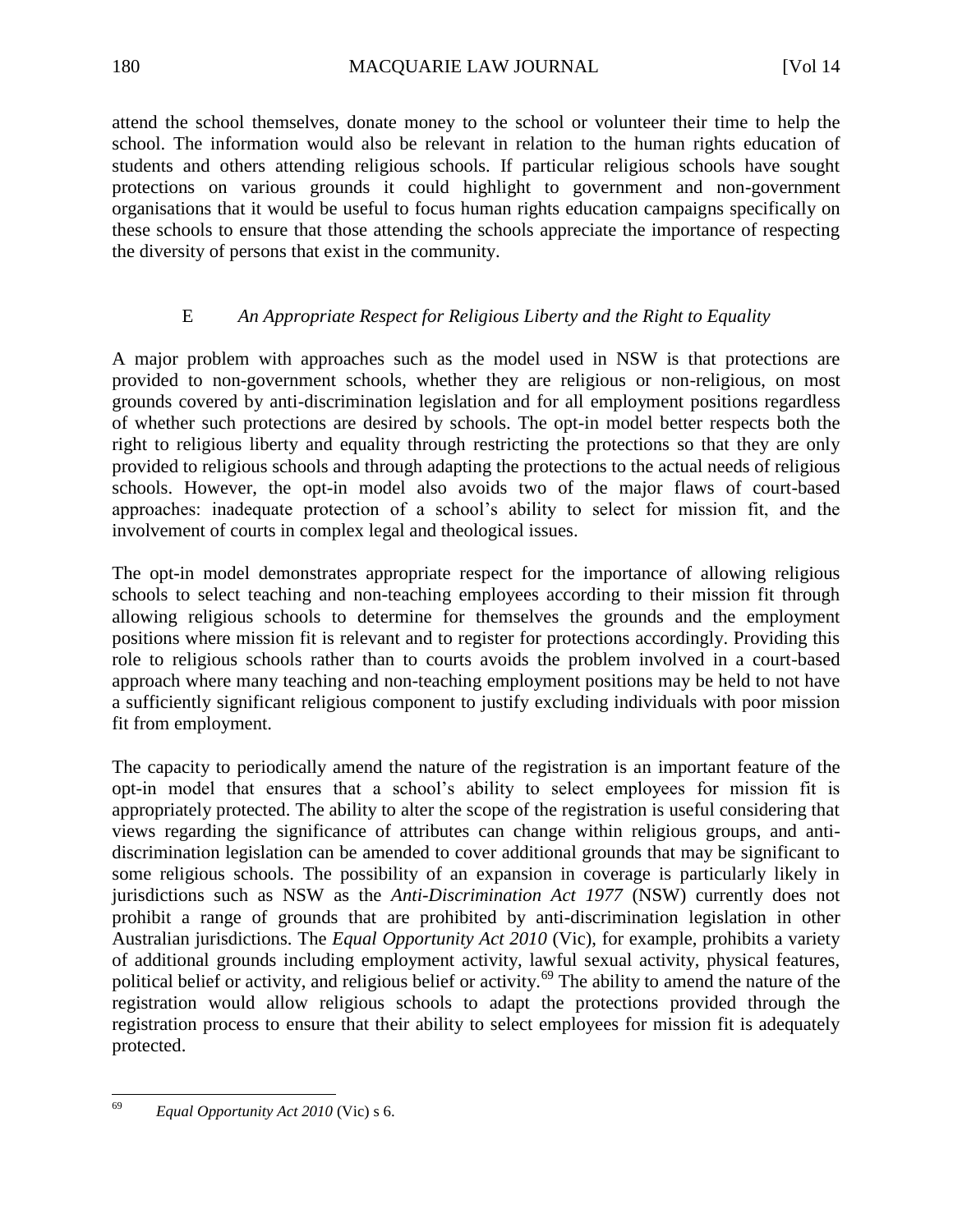attend the school themselves, donate money to the school or volunteer their time to help the school. The information would also be relevant in relation to the human rights education of students and others attending religious schools. If particular religious schools have sought protections on various grounds it could highlight to government and non-government organisations that it would be useful to focus human rights education campaigns specifically on these schools to ensure that those attending the schools appreciate the importance of respecting the diversity of persons that exist in the community.

### E *An Appropriate Respect for Religious Liberty and the Right to Equality*

A major problem with approaches such as the model used in NSW is that protections are provided to non-government schools, whether they are religious or non-religious, on most grounds covered by anti-discrimination legislation and for all employment positions regardless of whether such protections are desired by schools. The opt-in model better respects both the right to religious liberty and equality through restricting the protections so that they are only provided to religious schools and through adapting the protections to the actual needs of religious schools. However, the opt-in model also avoids two of the major flaws of court-based approaches: inadequate protection of a school's ability to select for mission fit, and the involvement of courts in complex legal and theological issues.

The opt-in model demonstrates appropriate respect for the importance of allowing religious schools to select teaching and non-teaching employees according to their mission fit through allowing religious schools to determine for themselves the grounds and the employment positions where mission fit is relevant and to register for protections accordingly. Providing this role to religious schools rather than to courts avoids the problem involved in a court-based approach where many teaching and non-teaching employment positions may be held to not have a sufficiently significant religious component to justify excluding individuals with poor mission fit from employment.

The capacity to periodically amend the nature of the registration is an important feature of the opt-in model that ensures that a school's ability to select employees for mission fit is appropriately protected. The ability to alter the scope of the registration is useful considering that views regarding the significance of attributes can change within religious groups, and anti-discrimination legislation can be amended to cover additional grounds that may be significant to some religious schools. The possibility of an expansion in coverage is particularly likely in jurisdictions such as NSW as the *Anti-Discrimination Act 1977* (NSW) currently does not prohibit a range of grounds that are prohibited by anti-discrimination legislation in other Australian jurisdictions. The *Equal Opportunity Act 2010* (Vic), for example, prohibits a variety of additional grounds including employment activity, lawful sexual activity, physical features, political belief or activity, and religious belief or activity.[69] The ability to amend the nature of the registration would allow religious schools to adapt the protections provided through the registration process to ensure that their ability to select employees for mission fit is adequately protected.

---

[69] *Equal Opportunity Act 2010* (Vic) s 6.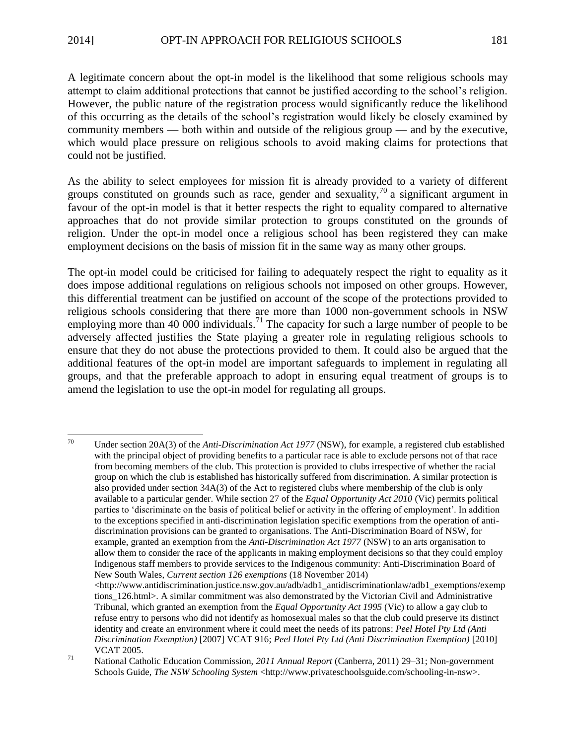A legitimate concern about the opt-in model is the likelihood that some religious schools may attempt to claim additional protections that cannot be justified according to the school's religion. However, the public nature of the registration process would significantly reduce the likelihood of this occurring as the details of the school's registration would likely be closely examined by community members — both within and outside of the religious group — and by the executive, which would place pressure on religious schools to avoid making claims for protections that could not be justified.

As the ability to select employees for mission fit is already provided to a variety of different groups constituted on grounds such as race, gender and sexuality,[70] a significant argument in favour of the opt-in model is that it better respects the right to equality compared to alternative approaches that do not provide similar protection to groups constituted on the grounds of religion. Under the opt-in model once a religious school has been registered they can make employment decisions on the basis of mission fit in the same way as many other groups.

The opt-in model could be criticised for failing to adequately respect the right to equality as it does impose additional regulations on religious schools not imposed on other groups. However, this differential treatment can be justified on account of the scope of the protections provided to religious schools considering that there are more than 1000 non-government schools in NSW employing more than 40 000 individuals.[71] The capacity for such a large number of people to be adversely affected justifies the State playing a greater role in regulating religious schools to ensure that they do not abuse the protections provided to them. It could also be argued that the additional features of the opt-in model are important safeguards to implement in regulating all groups, and that the preferable approach to adopt in ensuring equal treatment of groups is to amend the legislation to use the opt-in model for regulating all groups.

---

[70] Under section 20A(3) of the *Anti-Discrimination Act 1977* (NSW), for example, a registered club established with the principal object of providing benefits to a particular race is able to exclude persons not of that race from becoming members of the club. This protection is provided to clubs irrespective of whether the racial group on which the club is established has historically suffered from discrimination. A similar protection is also provided under section 34A(3) of the Act to registered clubs where membership of the club is only available to a particular gender. While section 27 of the *Equal Opportunity Act 2010* (Vic) permits political parties to 'discriminate on the basis of political belief or activity in the offering of employment'. In addition to the exceptions specified in anti-discrimination legislation specific exemptions from the operation of anti-discrimination provisions can be granted to organisations. The Anti-Discrimination Board of NSW, for example, granted an exemption from the *Anti-Discrimination Act 1977* (NSW) to an arts organisation to allow them to consider the race of the applicants in making employment decisions so that they could employ Indigenous staff members to provide services to the Indigenous community: Anti-Discrimination Board of New South Wales, *Current section 126 exemptions* (18 November 2014) <http://www.antidiscrimination.justice.nsw.gov.au/adb/adb1_antidiscriminationlaw/adb1_exemptions/exemptions_126.html>. A similar commitment was also demonstrated by the Victorian Civil and Administrative Tribunal, which granted an exemption from the *Equal Opportunity Act 1995* (Vic) to allow a gay club to refuse entry to persons who did not identify as homosexual males so that the club could preserve its distinct identity and create an environment where it could meet the needs of its patrons: *Peel Hotel Pty Ltd (Anti Discrimination Exemption)* [2007] VCAT 916; *Peel Hotel Pty Ltd (Anti Discrimination Exemption)* [2010] VCAT 2005.

[71] National Catholic Education Commission, *2011 Annual Report* (Canberra, 2011) 29–31; Non-government Schools Guide, *The NSW Schooling System* <http://www.privateschoolsguide.com/schooling-in-nsw>.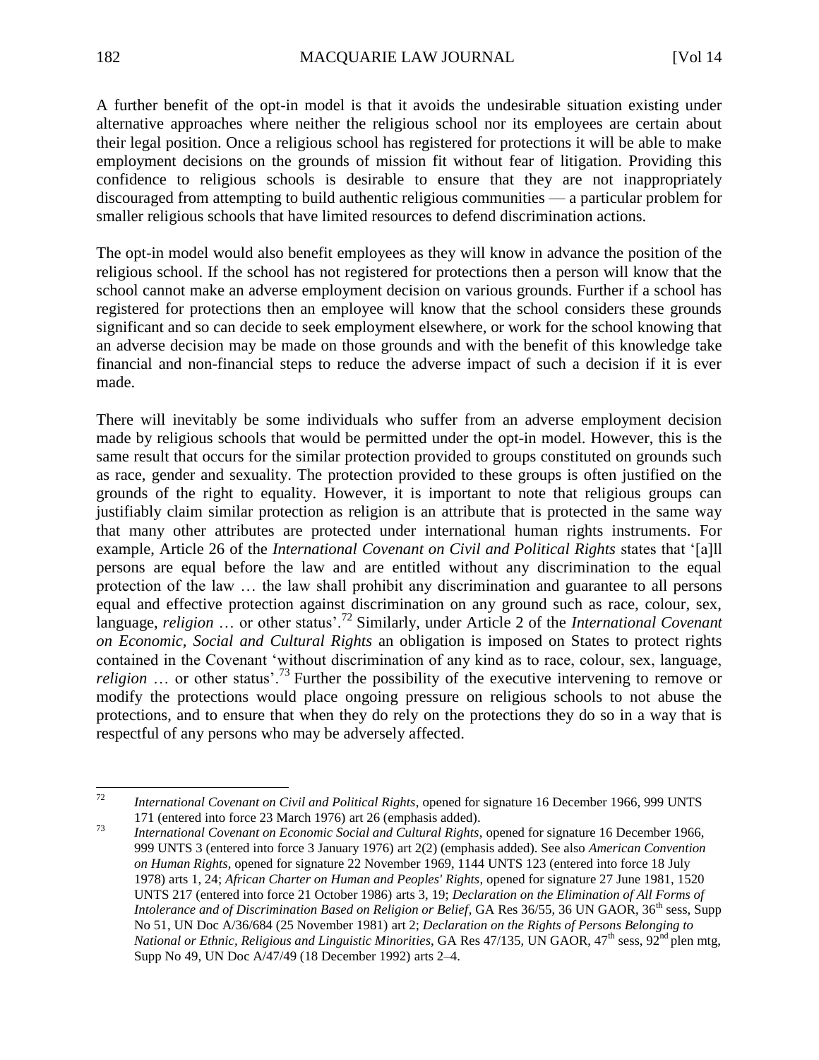A further benefit of the opt-in model is that it avoids the undesirable situation existing under alternative approaches where neither the religious school nor its employees are certain about their legal position. Once a religious school has registered for protections it will be able to make employment decisions on the grounds of mission fit without fear of litigation. Providing this confidence to religious schools is desirable to ensure that they are not inappropriately discouraged from attempting to build authentic religious communities — a particular problem for smaller religious schools that have limited resources to defend discrimination actions.

The opt-in model would also benefit employees as they will know in advance the position of the religious school. If the school has not registered for protections then a person will know that the school cannot make an adverse employment decision on various grounds. Further if a school has registered for protections then an employee will know that the school considers these grounds significant and so can decide to seek employment elsewhere, or work for the school knowing that an adverse decision may be made on those grounds and with the benefit of this knowledge take financial and non-financial steps to reduce the adverse impact of such a decision if it is ever made.

There will inevitably be some individuals who suffer from an adverse employment decision made by religious schools that would be permitted under the opt-in model. However, this is the same result that occurs for the similar protection provided to groups constituted on grounds such as race, gender and sexuality. The protection provided to these groups is often justified on the grounds of the right to equality. However, it is important to note that religious groups can justifiably claim similar protection as religion is an attribute that is protected in the same way that many other attributes are protected under international human rights instruments. For example, Article 26 of the *International Covenant on Civil and Political Rights* states that '[a]ll persons are equal before the law and are entitled without any discrimination to the equal protection of the law … the law shall prohibit any discrimination and guarantee to all persons equal and effective protection against discrimination on any ground such as race, colour, sex, language, *religion* … or other status'.[72] Similarly, under Article 2 of the *International Covenant on Economic, Social and Cultural Rights* an obligation is imposed on States to protect rights contained in the Covenant 'without discrimination of any kind as to race, colour, sex, language, *religion* … or other status'.[73] Further the possibility of the executive intervening to remove or modify the protections would place ongoing pressure on religious schools to not abuse the protections, and to ensure that when they do rely on the protections they do so in a way that is respectful of any persons who may be adversely affected.

---

[72] *International Covenant on Civil and Political Rights*, opened for signature 16 December 1966, 999 UNTS 171 (entered into force 23 March 1976) art 26 (emphasis added).

[73] *International Covenant on Economic Social and Cultural Rights*, opened for signature 16 December 1966, 999 UNTS 3 (entered into force 3 January 1976) art 2(2) (emphasis added). See also *American Convention on Human Rights*, opened for signature 22 November 1969, 1144 UNTS 123 (entered into force 18 July 1978) arts 1, 24; *African Charter on Human and Peoples' Rights*, opened for signature 27 June 1981, 1520 UNTS 217 (entered into force 21 October 1986) arts 3, 19; *Declaration on the Elimination of All Forms of Intolerance and of Discrimination Based on Religion or Belief*, GA Res 36/55, 36 UN GAOR, 36th sess, Supp No 51, UN Doc A/36/684 (25 November 1981) art 2; *Declaration on the Rights of Persons Belonging to National or Ethnic, Religious and Linguistic Minorities*, GA Res 47/135, UN GAOR, 47th sess, 92nd plen mtg, Supp No 49, UN Doc A/47/49 (18 December 1992) arts 2–4.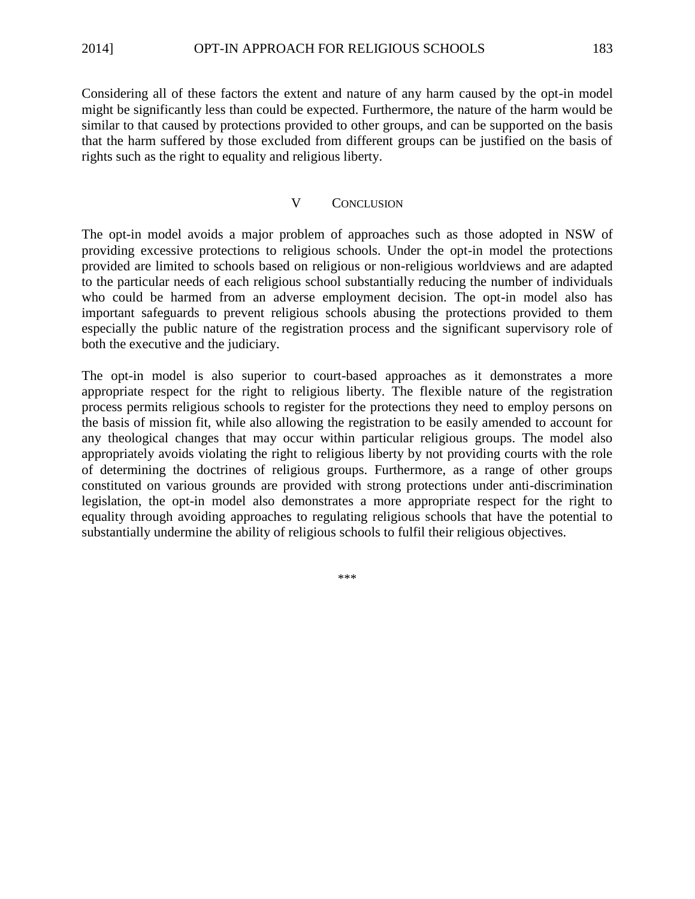Considering all of these factors the extent and nature of any harm caused by the opt-in model might be significantly less than could be expected. Furthermore, the nature of the harm would be similar to that caused by protections provided to other groups, and can be supported on the basis that the harm suffered by those excluded from different groups can be justified on the basis of rights such as the right to equality and religious liberty.

## V Conclusion

The opt-in model avoids a major problem of approaches such as those adopted in NSW of providing excessive protections to religious schools. Under the opt-in model the protections provided are limited to schools based on religious or non-religious worldviews and are adapted to the particular needs of each religious school substantially reducing the number of individuals who could be harmed from an adverse employment decision. The opt-in model also has important safeguards to prevent religious schools abusing the protections provided to them especially the public nature of the registration process and the significant supervisory role of both the executive and the judiciary.

The opt-in model is also superior to court-based approaches as it demonstrates a more appropriate respect for the right to religious liberty. The flexible nature of the registration process permits religious schools to register for the protections they need to employ persons on the basis of mission fit, while also allowing the registration to be easily amended to account for any theological changes that may occur within particular religious groups. The model also appropriately avoids violating the right to religious liberty by not providing courts with the role of determining the doctrines of religious groups. Furthermore, as a range of other groups constituted on various grounds are provided with strong protections under anti-discrimination legislation, the opt-in model also demonstrates a more appropriate respect for the right to equality through avoiding approaches to regulating religious schools that have the potential to substantially undermine the ability of religious schools to fulfil their religious objectives.

***